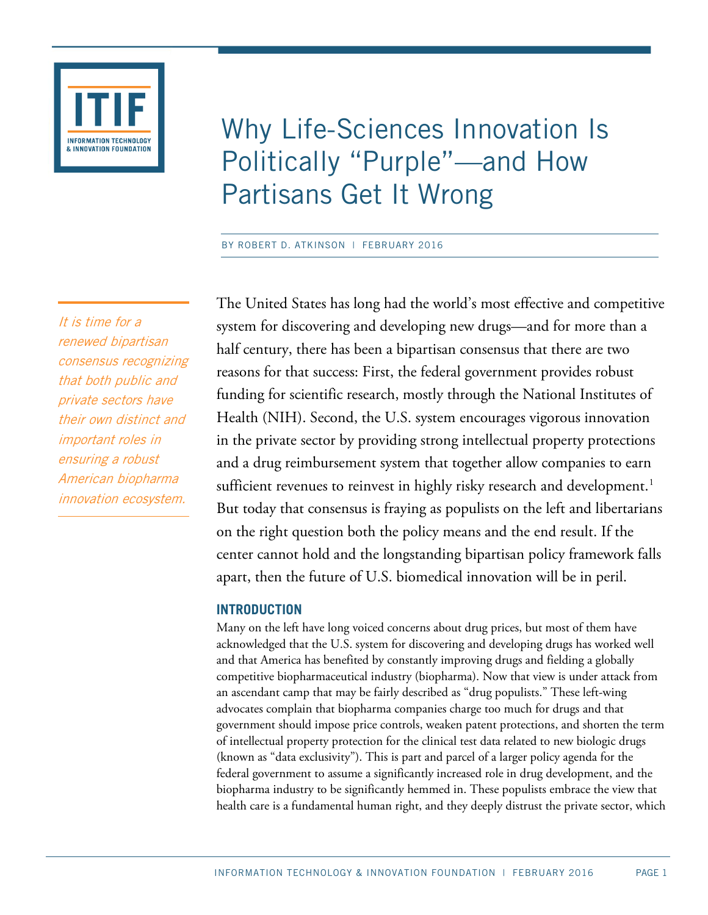# Why Life-Sciences Innovation Is Politically "Purple"—and How Partisans Get It Wrong

BY ROBERT D. ATKINSON | FEBRUARY 2016

*It is time for a renewed bipartisan consensus recognizing that both public and private sectors have their own distinct and important roles in ensuring a robust American biopharma innovation ecosystem.*

The United States has long had the world's most effective and competitive system for discovering and developing new drugs—and for more than a half century, there has been a bipartisan consensus that there are two reasons for that success: First, the federal government provides robust funding for scientific research, mostly through the National Institutes of Health (NIH). Second, the U.S. system encourages vigorous innovation in the private sector by providing strong intellectual property protections and a drug reimbursement system that together allow companies to earn sufficient revenues to reinvest in highly risky research and development.[1] But today that consensus is fraying as populists on the left and libertarians on the right question both the policy means and the end result. If the center cannot hold and the longstanding bipartisan policy framework falls apart, then the future of U.S. biomedical innovation will be in peril.

## INTRODUCTION

Many on the left have long voiced concerns about drug prices, but most of them have acknowledged that the U.S. system for discovering and developing drugs has worked well and that America has benefited by constantly improving drugs and fielding a globally competitive biopharmaceutical industry (biopharma). Now that view is under attack from an ascendant camp that may be fairly described as "drug populists." These left-wing advocates complain that biopharma companies charge too much for drugs and that government should impose price controls, weaken patent protections, and shorten the term of intellectual property protection for the clinical test data related to new biologic drugs (known as "data exclusivity"). This is part and parcel of a larger policy agenda for the federal government to assume a significantly increased role in drug development, and the biopharma industry to be significantly hemmed in. These populists embrace the view that health care is a fundamental human right, and they deeply distrust the private sector, which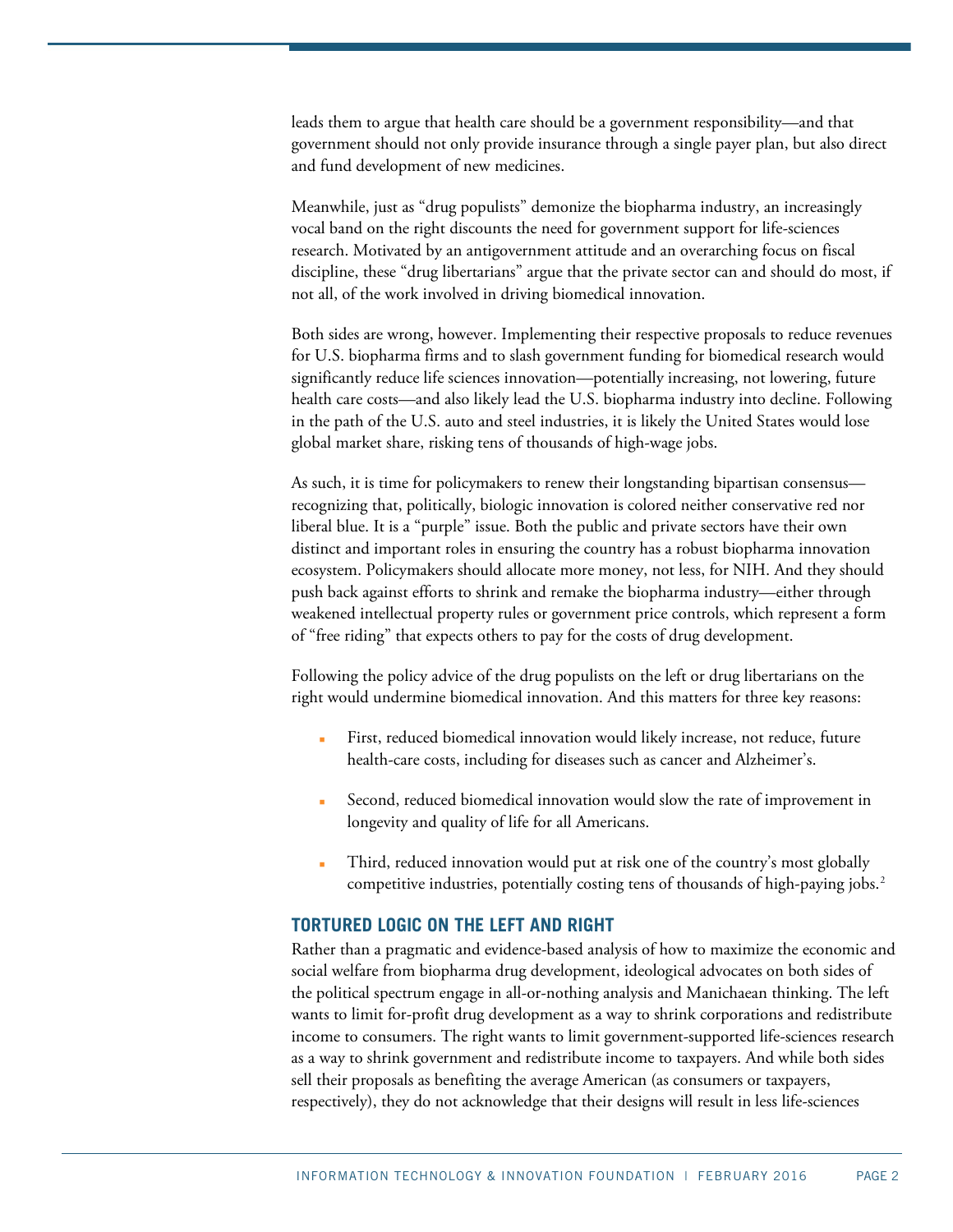leads them to argue that health care should be a government responsibility—and that government should not only provide insurance through a single payer plan, but also direct and fund development of new medicines.

Meanwhile, just as "drug populists" demonize the biopharma industry, an increasingly vocal band on the right discounts the need for government support for life-sciences research. Motivated by an antigovernment attitude and an overarching focus on fiscal discipline, these "drug libertarians" argue that the private sector can and should do most, if not all, of the work involved in driving biomedical innovation.

Both sides are wrong, however. Implementing their respective proposals to reduce revenues for U.S. biopharma firms and to slash government funding for biomedical research would significantly reduce life sciences innovation—potentially increasing, not lowering, future health care costs—and also likely lead the U.S. biopharma industry into decline. Following in the path of the U.S. auto and steel industries, it is likely the United States would lose global market share, risking tens of thousands of high-wage jobs.

As such, it is time for policymakers to renew their longstanding bipartisan consensus—recognizing that, politically, biologic innovation is colored neither conservative red nor liberal blue. It is a "purple" issue. Both the public and private sectors have their own distinct and important roles in ensuring the country has a robust biopharma innovation ecosystem. Policymakers should allocate more money, not less, for NIH. And they should push back against efforts to shrink and remake the biopharma industry—either through weakened intellectual property rules or government price controls, which represent a form of "free riding" that expects others to pay for the costs of drug development.

Following the policy advice of the drug populists on the left or drug libertarians on the right would undermine biomedical innovation. And this matters for three key reasons:

- First, reduced biomedical innovation would likely increase, not reduce, future health-care costs, including for diseases such as cancer and Alzheimer's.
- Second, reduced biomedical innovation would slow the rate of improvement in longevity and quality of life for all Americans.
- Third, reduced innovation would put at risk one of the country's most globally competitive industries, potentially costing tens of thousands of high-paying jobs.[2]

## TORTURED LOGIC ON THE LEFT AND RIGHT

Rather than a pragmatic and evidence-based analysis of how to maximize the economic and social welfare from biopharma drug development, ideological advocates on both sides of the political spectrum engage in all-or-nothing analysis and Manichaean thinking. The left wants to limit for-profit drug development as a way to shrink corporations and redistribute income to consumers. The right wants to limit government-supported life-sciences research as a way to shrink government and redistribute income to taxpayers. And while both sides sell their proposals as benefiting the average American (as consumers or taxpayers, respectively), they do not acknowledge that their designs will result in less life-sciences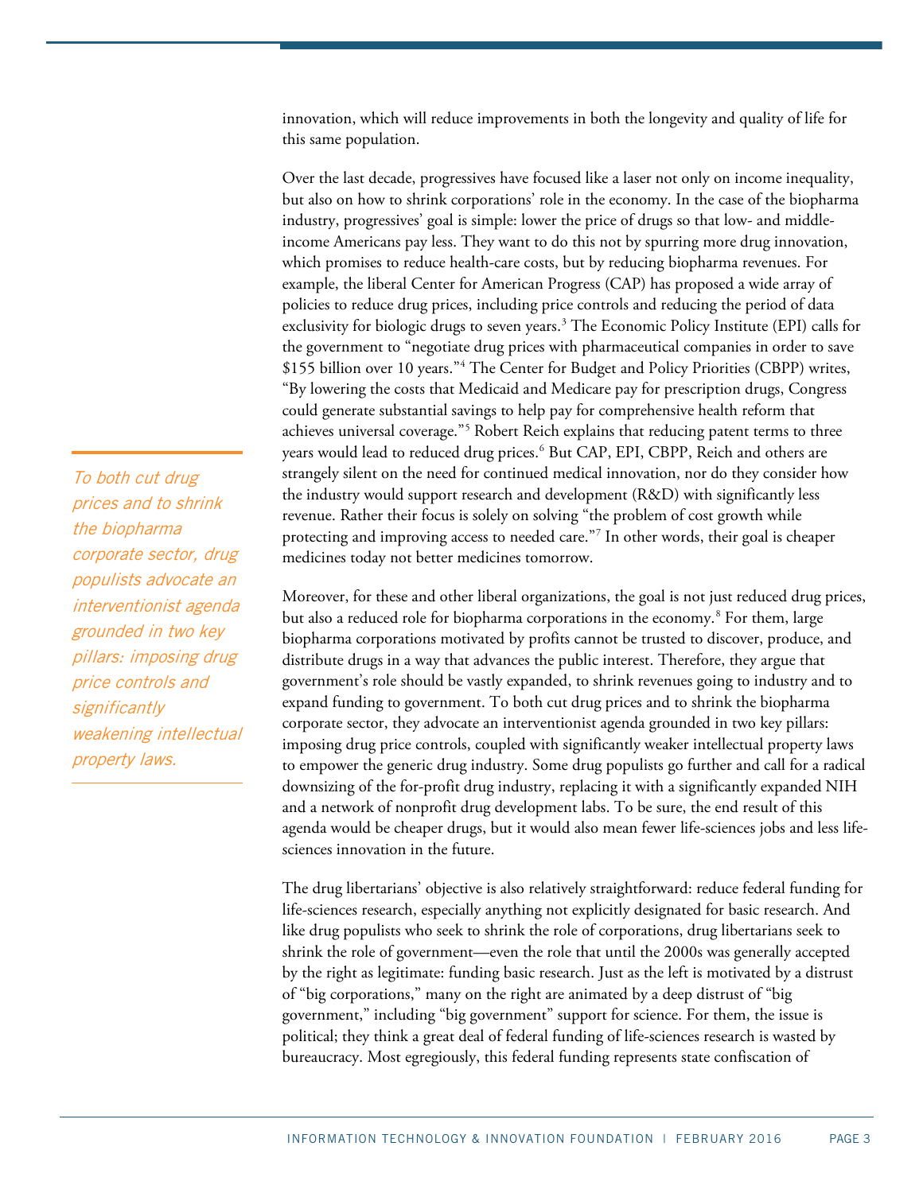innovation, which will reduce improvements in both the longevity and quality of life for this same population.

Over the last decade, progressives have focused like a laser not only on income inequality, but also on how to shrink corporations' role in the economy. In the case of the biopharma industry, progressives' goal is simple: lower the price of drugs so that low- and middle-income Americans pay less. They want to do this not by spurring more drug innovation, which promises to reduce health-care costs, but by reducing biopharma revenues. For example, the liberal Center for American Progress (CAP) has proposed a wide array of policies to reduce drug prices, including price controls and reducing the period of data exclusivity for biologic drugs to seven years.[3] The Economic Policy Institute (EPI) calls for the government to "negotiate drug prices with pharmaceutical companies in order to save $155 billion over 10 years."[4] The Center for Budget and Policy Priorities (CBPP) writes, "By lowering the costs that Medicaid and Medicare pay for prescription drugs, Congress could generate substantial savings to help pay for comprehensive health reform that achieves universal coverage."[5] Robert Reich explains that reducing patent terms to three years would lead to reduced drug prices.[6] But CAP, EPI, CBPP, Reich and others are strangely silent on the need for continued medical innovation, nor do they consider how the industry would support research and development (R&D) with significantly less revenue. Rather their focus is solely on solving "the problem of cost growth while protecting and improving access to needed care."[7] In other words, their goal is cheaper medicines today not better medicines tomorrow.

> *To both cut drug prices and to shrink the biopharma corporate sector, drug populists advocate an interventionist agenda grounded in two key pillars: imposing drug price controls and significantly weakening intellectual property laws.*

Moreover, for these and other liberal organizations, the goal is not just reduced drug prices, but also a reduced role for biopharma corporations in the economy.[8] For them, large biopharma corporations motivated by profits cannot be trusted to discover, produce, and distribute drugs in a way that advances the public interest. Therefore, they argue that government's role should be vastly expanded, to shrink revenues going to industry and to expand funding to government. To both cut drug prices and to shrink the biopharma corporate sector, they advocate an interventionist agenda grounded in two key pillars: imposing drug price controls, coupled with significantly weaker intellectual property laws to empower the generic drug industry. Some drug populists go further and call for a radical downsizing of the for-profit drug industry, replacing it with a significantly expanded NIH and a network of nonprofit drug development labs. To be sure, the end result of this agenda would be cheaper drugs, but it would also mean fewer life-sciences jobs and less life-sciences innovation in the future.

The drug libertarians' objective is also relatively straightforward: reduce federal funding for life-sciences research, especially anything not explicitly designated for basic research. And like drug populists who seek to shrink the role of corporations, drug libertarians seek to shrink the role of government—even the role that until the 2000s was generally accepted by the right as legitimate: funding basic research. Just as the left is motivated by a distrust of "big corporations," many on the right are animated by a deep distrust of "big government," including "big government" support for science. For them, the issue is political; they think a great deal of federal funding of life-sciences research is wasted by bureaucracy. Most egregiously, this federal funding represents state confiscation of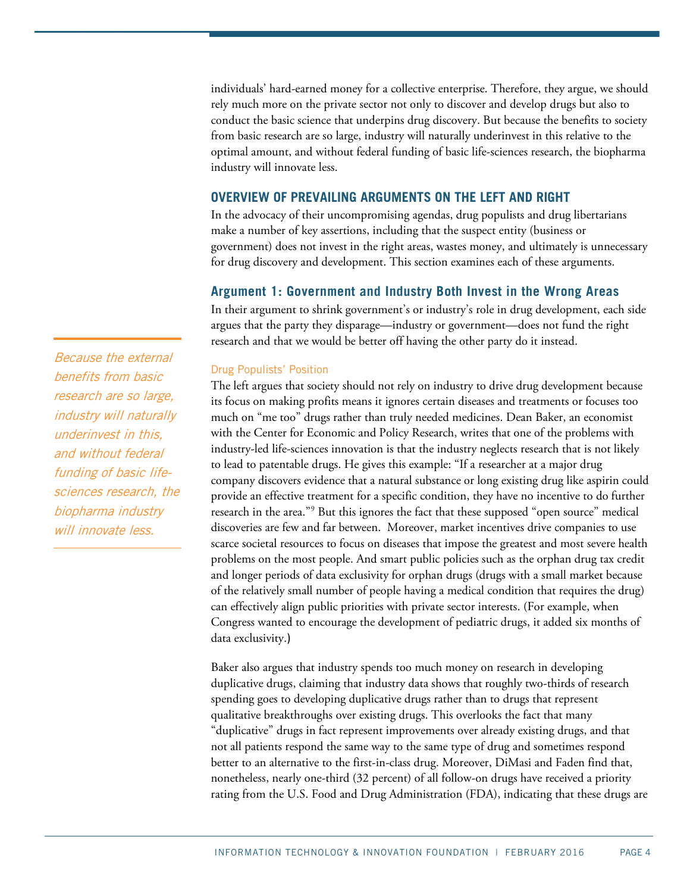individuals' hard-earned money for a collective enterprise. Therefore, they argue, we should rely much more on the private sector not only to discover and develop drugs but also to conduct the basic science that underpins drug discovery. But because the benefits to society from basic research are so large, industry will naturally underinvest in this relative to the optimal amount, and without federal funding of basic life-sciences research, the biopharma industry will innovate less.

## OVERVIEW OF PREVAILING ARGUMENTS ON THE LEFT AND RIGHT

In the advocacy of their uncompromising agendas, drug populists and drug libertarians make a number of key assertions, including that the suspect entity (business or government) does not invest in the right areas, wastes money, and ultimately is unnecessary for drug discovery and development. This section examines each of these arguments.

### Argument 1: Government and Industry Both Invest in the Wrong Areas

In their argument to shrink government's or industry's role in drug development, each side argues that the party they disparage—industry or government—does not fund the right research and that we would be better off having the other party do it instead.

*Because the external benefits from basic research are so large, industry will naturally underinvest in this, and without federal funding of basic life-sciences research, the biopharma industry will innovate less.*

#### Drug Populists' Position

The left argues that society should not rely on industry to drive drug development because its focus on making profits means it ignores certain diseases and treatments or focuses too much on "me too" drugs rather than truly needed medicines. Dean Baker, an economist with the Center for Economic and Policy Research, writes that one of the problems with industry-led life-sciences innovation is that the industry neglects research that is not likely to lead to patentable drugs. He gives this example: "If a researcher at a major drug company discovers evidence that a natural substance or long existing drug like aspirin could provide an effective treatment for a specific condition, they have no incentive to do further research in the area."[9] But this ignores the fact that these supposed "open source" medical discoveries are few and far between. Moreover, market incentives drive companies to use scarce societal resources to focus on diseases that impose the greatest and most severe health problems on the most people. And smart public policies such as the orphan drug tax credit and longer periods of data exclusivity for orphan drugs (drugs with a small market because of the relatively small number of people having a medical condition that requires the drug) can effectively align public priorities with private sector interests. (For example, when Congress wanted to encourage the development of pediatric drugs, it added six months of data exclusivity.)

Baker also argues that industry spends too much money on research in developing duplicative drugs, claiming that industry data shows that roughly two-thirds of research spending goes to developing duplicative drugs rather than to drugs that represent qualitative breakthroughs over existing drugs. This overlooks the fact that many "duplicative" drugs in fact represent improvements over already existing drugs, and that not all patients respond the same way to the same type of drug and sometimes respond better to an alternative to the first-in-class drug. Moreover, DiMasi and Faden find that, nonetheless, nearly one-third (32 percent) of all follow-on drugs have received a priority rating from the U.S. Food and Drug Administration (FDA), indicating that these drugs are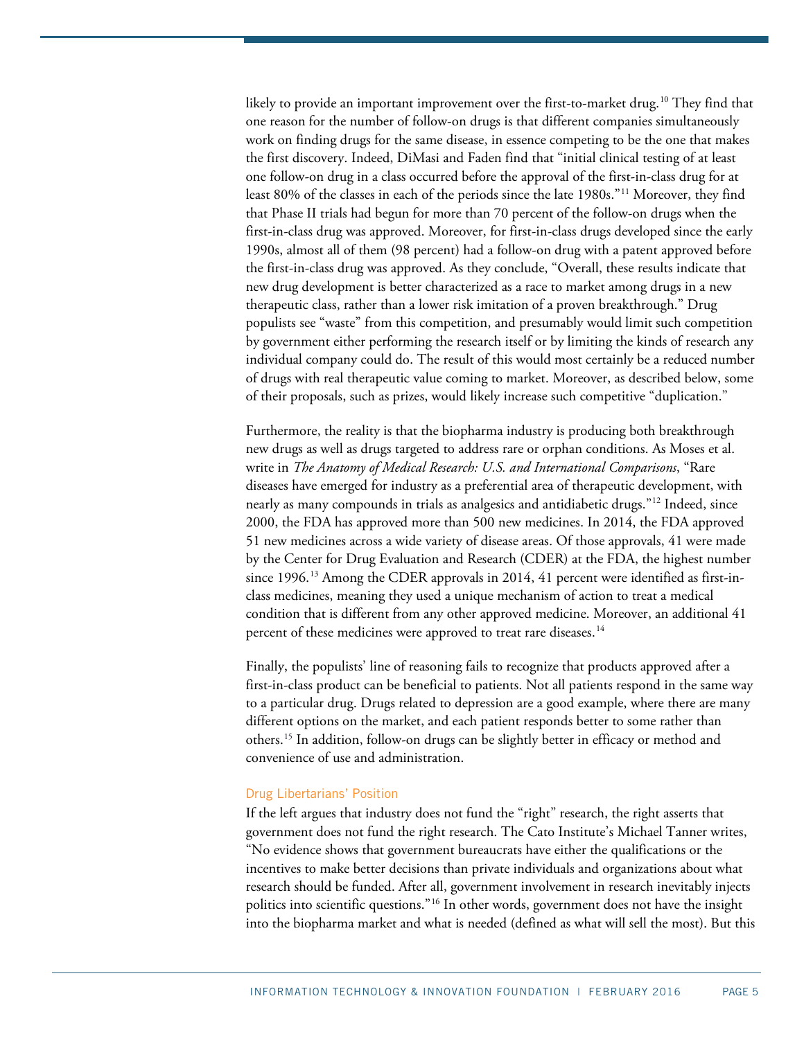likely to provide an important improvement over the first-to-market drug.[10] They find that one reason for the number of follow-on drugs is that different companies simultaneously work on finding drugs for the same disease, in essence competing to be the one that makes the first discovery. Indeed, DiMasi and Faden find that "initial clinical testing of at least one follow-on drug in a class occurred before the approval of the first-in-class drug for at least 80% of the classes in each of the periods since the late 1980s."[11] Moreover, they find that Phase II trials had begun for more than 70 percent of the follow-on drugs when the first-in-class drug was approved. Moreover, for first-in-class drugs developed since the early 1990s, almost all of them (98 percent) had a follow-on drug with a patent approved before the first-in-class drug was approved. As they conclude, "Overall, these results indicate that new drug development is better characterized as a race to market among drugs in a new therapeutic class, rather than a lower risk imitation of a proven breakthrough." Drug populists see "waste" from this competition, and presumably would limit such competition by government either performing the research itself or by limiting the kinds of research any individual company could do. The result of this would most certainly be a reduced number of drugs with real therapeutic value coming to market. Moreover, as described below, some of their proposals, such as prizes, would likely increase such competitive "duplication."

Furthermore, the reality is that the biopharma industry is producing both breakthrough new drugs as well as drugs targeted to address rare or orphan conditions. As Moses et al. write in *The Anatomy of Medical Research: U.S. and International Comparisons*, "Rare diseases have emerged for industry as a preferential area of therapeutic development, with nearly as many compounds in trials as analgesics and antidiabetic drugs."[12] Indeed, since 2000, the FDA has approved more than 500 new medicines. In 2014, the FDA approved 51 new medicines across a wide variety of disease areas. Of those approvals, 41 were made by the Center for Drug Evaluation and Research (CDER) at the FDA, the highest number since 1996.[13] Among the CDER approvals in 2014, 41 percent were identified as first-in-class medicines, meaning they used a unique mechanism of action to treat a medical condition that is different from any other approved medicine. Moreover, an additional 41 percent of these medicines were approved to treat rare diseases.[14]

Finally, the populists' line of reasoning fails to recognize that products approved after a first-in-class product can be beneficial to patients. Not all patients respond in the same way to a particular drug. Drugs related to depression are a good example, where there are many different options on the market, and each patient responds better to some rather than others.[15] In addition, follow-on drugs can be slightly better in efficacy or method and convenience of use and administration.

### Drug Libertarians' Position

If the left argues that industry does not fund the "right" research, the right asserts that government does not fund the right research. The Cato Institute's Michael Tanner writes, "No evidence shows that government bureaucrats have either the qualifications or the incentives to make better decisions than private individuals and organizations about what research should be funded. After all, government involvement in research inevitably injects politics into scientific questions."[16] In other words, government does not have the insight into the biopharma market and what is needed (defined as what will sell the most). But this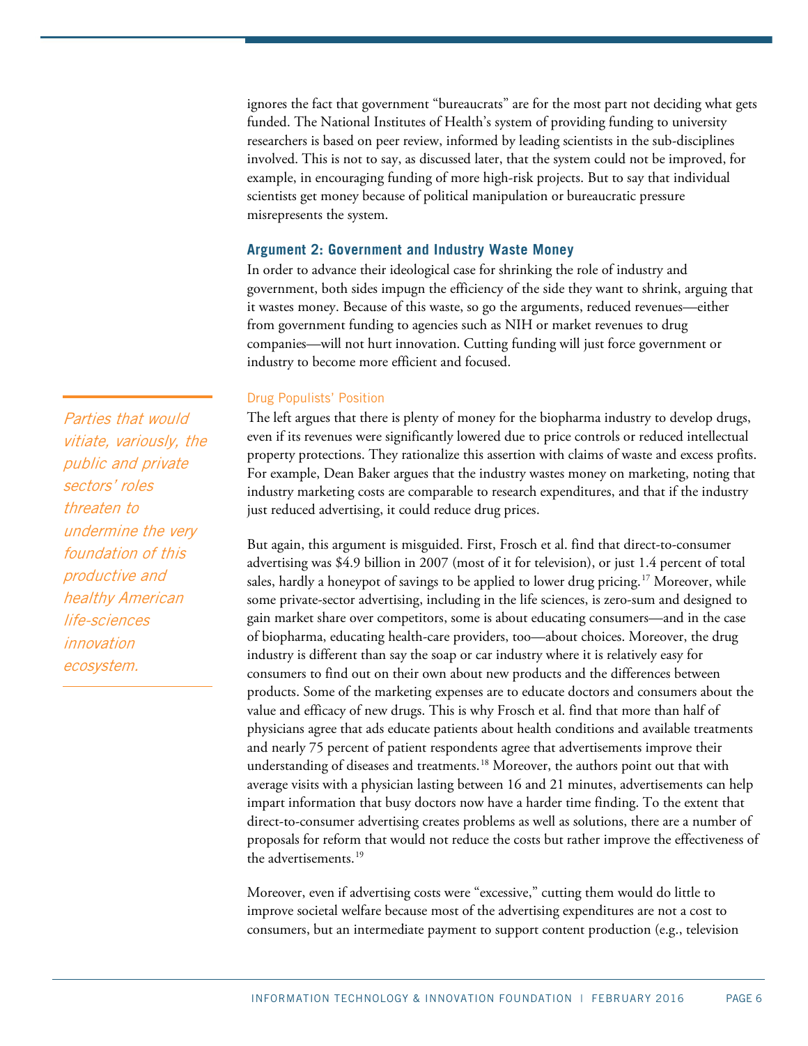ignores the fact that government "bureaucrats" are for the most part not deciding what gets funded. The National Institutes of Health's system of providing funding to university researchers is based on peer review, informed by leading scientists in the sub-disciplines involved. This is not to say, as discussed later, that the system could not be improved, for example, in encouraging funding of more high-risk projects. But to say that individual scientists get money because of political manipulation or bureaucratic pressure misrepresents the system.

### Argument 2: Government and Industry Waste Money

In order to advance their ideological case for shrinking the role of industry and government, both sides impugn the efficiency of the side they want to shrink, arguing that it wastes money. Because of this waste, so go the arguments, reduced revenues—either from government funding to agencies such as NIH or market revenues to drug companies—will not hurt innovation. Cutting funding will just force government or industry to become more efficient and focused.

#### Drug Populists' Position

*Parties that would vitiate, variously, the public and private sectors' roles threaten to undermine the very foundation of this productive and healthy American life-sciences innovation ecosystem.*

The left argues that there is plenty of money for the biopharma industry to develop drugs, even if its revenues were significantly lowered due to price controls or reduced intellectual property protections. They rationalize this assertion with claims of waste and excess profits. For example, Dean Baker argues that the industry wastes money on marketing, noting that industry marketing costs are comparable to research expenditures, and that if the industry just reduced advertising, it could reduce drug prices.

But again, this argument is misguided. First, Frosch et al. find that direct-to-consumer advertising was $4.9 billion in 2007 (most of it for television), or just 1.4 percent of total sales, hardly a honeypot of savings to be applied to lower drug pricing.[17] Moreover, while some private-sector advertising, including in the life sciences, is zero-sum and designed to gain market share over competitors, some is about educating consumers—and in the case of biopharma, educating health-care providers, too—about choices. Moreover, the drug industry is different than say the soap or car industry where it is relatively easy for consumers to find out on their own about new products and the differences between products. Some of the marketing expenses are to educate doctors and consumers about the value and efficacy of new drugs. This is why Frosch et al. find that more than half of physicians agree that ads educate patients about health conditions and available treatments and nearly 75 percent of patient respondents agree that advertisements improve their understanding of diseases and treatments.[18] Moreover, the authors point out that with average visits with a physician lasting between 16 and 21 minutes, advertisements can help impart information that busy doctors now have a harder time finding. To the extent that direct-to-consumer advertising creates problems as well as solutions, there are a number of proposals for reform that would not reduce the costs but rather improve the effectiveness of the advertisements.[19]

Moreover, even if advertising costs were "excessive," cutting them would do little to improve societal welfare because most of the advertising expenditures are not a cost to consumers, but an intermediate payment to support content production (e.g., television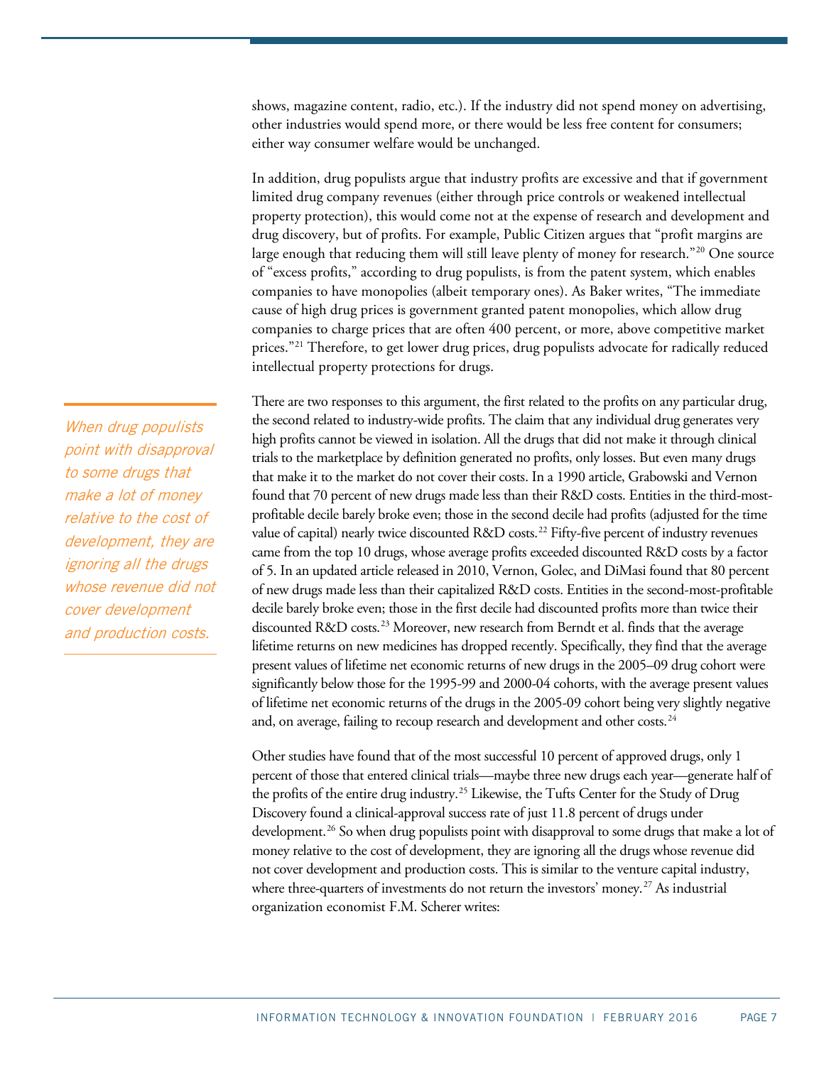shows, magazine content, radio, etc.). If the industry did not spend money on advertising, other industries would spend more, or there would be less free content for consumers; either way consumer welfare would be unchanged.

In addition, drug populists argue that industry profits are excessive and that if government limited drug company revenues (either through price controls or weakened intellectual property protection), this would come not at the expense of research and development and drug discovery, but of profits. For example, Public Citizen argues that "profit margins are large enough that reducing them will still leave plenty of money for research."[20] One source of "excess profits," according to drug populists, is from the patent system, which enables companies to have monopolies (albeit temporary ones). As Baker writes, "The immediate cause of high drug prices is government granted patent monopolies, which allow drug companies to charge prices that are often 400 percent, or more, above competitive market prices."[21] Therefore, to get lower drug prices, drug populists advocate for radically reduced intellectual property protections for drugs.

*When drug populists point with disapproval to some drugs that make a lot of money relative to the cost of development, they are ignoring all the drugs whose revenue did not cover development and production costs.*

There are two responses to this argument, the first related to the profits on any particular drug, the second related to industry-wide profits. The claim that any individual drug generates very high profits cannot be viewed in isolation. All the drugs that did not make it through clinical trials to the marketplace by definition generated no profits, only losses. But even many drugs that make it to the market do not cover their costs. In a 1990 article, Grabowski and Vernon found that 70 percent of new drugs made less than their R&D costs. Entities in the third-most-profitable decile barely broke even; those in the second decile had profits (adjusted for the time value of capital) nearly twice discounted R&D costs.[22] Fifty-five percent of industry revenues came from the top 10 drugs, whose average profits exceeded discounted R&D costs by a factor of 5. In an updated article released in 2010, Vernon, Golec, and DiMasi found that 80 percent of new drugs made less than their capitalized R&D costs. Entities in the second-most-profitable decile barely broke even; those in the first decile had discounted profits more than twice their discounted R&D costs.[23] Moreover, new research from Berndt et al. finds that the average lifetime returns on new medicines has dropped recently. Specifically, they find that the average present values of lifetime net economic returns of new drugs in the 2005–09 drug cohort were significantly below those for the 1995-99 and 2000-04 cohorts, with the average present values of lifetime net economic returns of the drugs in the 2005-09 cohort being very slightly negative and, on average, failing to recoup research and development and other costs.[24]

Other studies have found that of the most successful 10 percent of approved drugs, only 1 percent of those that entered clinical trials—maybe three new drugs each year—generate half of the profits of the entire drug industry.[25] Likewise, the Tufts Center for the Study of Drug Discovery found a clinical-approval success rate of just 11.8 percent of drugs under development.[26] So when drug populists point with disapproval to some drugs that make a lot of money relative to the cost of development, they are ignoring all the drugs whose revenue did not cover development and production costs. This is similar to the venture capital industry, where three-quarters of investments do not return the investors' money.[27] As industrial organization economist F.M. Scherer writes: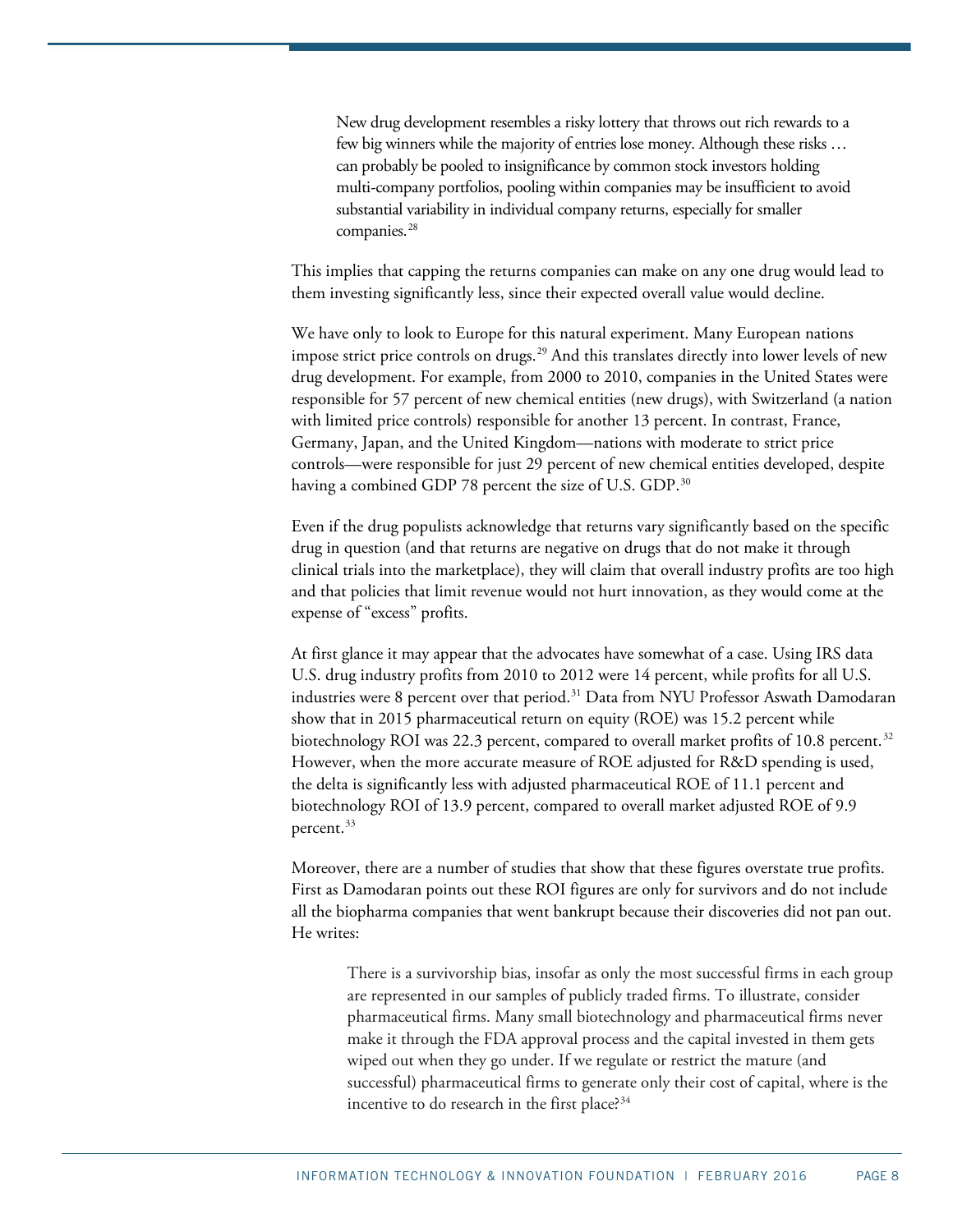> New drug development resembles a risky lottery that throws out rich rewards to a few big winners while the majority of entries lose money. Although these risks … can probably be pooled to insignificance by common stock investors holding multi-company portfolios, pooling within companies may be insufficient to avoid substantial variability in individual company returns, especially for smaller companies.[28]

This implies that capping the returns companies can make on any one drug would lead to them investing significantly less, since their expected overall value would decline.

We have only to look to Europe for this natural experiment. Many European nations impose strict price controls on drugs.[29] And this translates directly into lower levels of new drug development. For example, from 2000 to 2010, companies in the United States were responsible for 57 percent of new chemical entities (new drugs), with Switzerland (a nation with limited price controls) responsible for another 13 percent. In contrast, France, Germany, Japan, and the United Kingdom—nations with moderate to strict price controls—were responsible for just 29 percent of new chemical entities developed, despite having a combined GDP 78 percent the size of U.S. GDP.[30]

Even if the drug populists acknowledge that returns vary significantly based on the specific drug in question (and that returns are negative on drugs that do not make it through clinical trials into the marketplace), they will claim that overall industry profits are too high and that policies that limit revenue would not hurt innovation, as they would come at the expense of "excess" profits.

At first glance it may appear that the advocates have somewhat of a case. Using IRS data U.S. drug industry profits from 2010 to 2012 were 14 percent, while profits for all U.S. industries were 8 percent over that period.[31] Data from NYU Professor Aswath Damodaran show that in 2015 pharmaceutical return on equity (ROE) was 15.2 percent while biotechnology ROI was 22.3 percent, compared to overall market profits of 10.8 percent.[32] However, when the more accurate measure of ROE adjusted for R&D spending is used, the delta is significantly less with adjusted pharmaceutical ROE of 11.1 percent and biotechnology ROI of 13.9 percent, compared to overall market adjusted ROE of 9.9 percent.[33]

Moreover, there are a number of studies that show that these figures overstate true profits. First as Damodaran points out these ROI figures are only for survivors and do not include all the biopharma companies that went bankrupt because their discoveries did not pan out. He writes:

> There is a survivorship bias, insofar as only the most successful firms in each group are represented in our samples of publicly traded firms. To illustrate, consider pharmaceutical firms. Many small biotechnology and pharmaceutical firms never make it through the FDA approval process and the capital invested in them gets wiped out when they go under. If we regulate or restrict the mature (and successful) pharmaceutical firms to generate only their cost of capital, where is the incentive to do research in the first place?[34]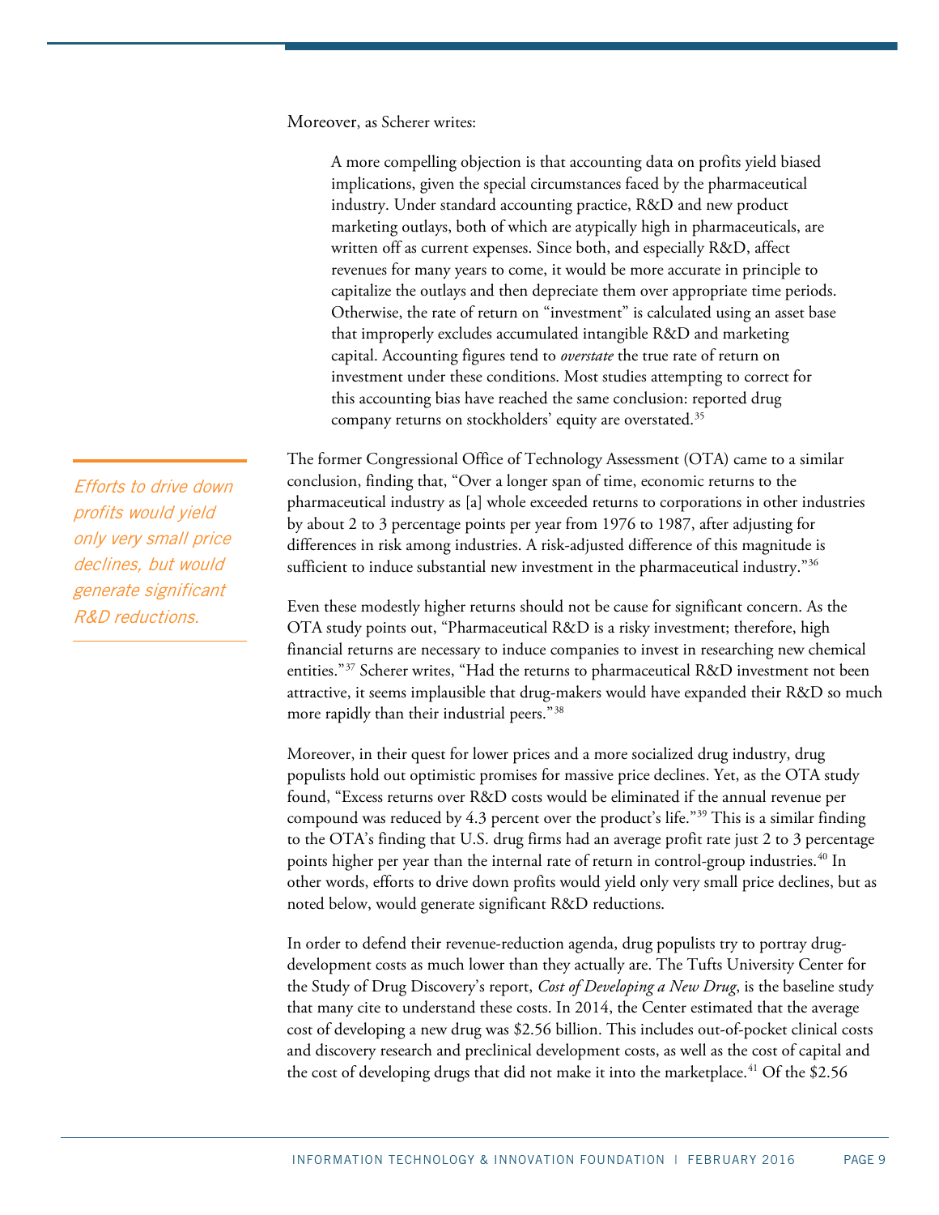Moreover, as Scherer writes:

> A more compelling objection is that accounting data on profits yield biased implications, given the special circumstances faced by the pharmaceutical industry. Under standard accounting practice, R&D and new product marketing outlays, both of which are atypically high in pharmaceuticals, are written off as current expenses. Since both, and especially R&D, affect revenues for many years to come, it would be more accurate in principle to capitalize the outlays and then depreciate them over appropriate time periods. Otherwise, the rate of return on "investment" is calculated using an asset base that improperly excludes accumulated intangible R&D and marketing capital. Accounting figures tend to *overstate* the true rate of return on investment under these conditions. Most studies attempting to correct for this accounting bias have reached the same conclusion: reported drug company returns on stockholders' equity are overstated.[35]

*Efforts to drive down profits would yield only very small price declines, but would generate significant R&D reductions.*

The former Congressional Office of Technology Assessment (OTA) came to a similar conclusion, finding that, "Over a longer span of time, economic returns to the pharmaceutical industry as [a] whole exceeded returns to corporations in other industries by about 2 to 3 percentage points per year from 1976 to 1987, after adjusting for differences in risk among industries. A risk-adjusted difference of this magnitude is sufficient to induce substantial new investment in the pharmaceutical industry."[36]

Even these modestly higher returns should not be cause for significant concern. As the OTA study points out, "Pharmaceutical R&D is a risky investment; therefore, high financial returns are necessary to induce companies to invest in researching new chemical entities."[37] Scherer writes, "Had the returns to pharmaceutical R&D investment not been attractive, it seems implausible that drug-makers would have expanded their R&D so much more rapidly than their industrial peers."[38]

Moreover, in their quest for lower prices and a more socialized drug industry, drug populists hold out optimistic promises for massive price declines. Yet, as the OTA study found, "Excess returns over R&D costs would be eliminated if the annual revenue per compound was reduced by 4.3 percent over the product's life."[39] This is a similar finding to the OTA's finding that U.S. drug firms had an average profit rate just 2 to 3 percentage points higher per year than the internal rate of return in control-group industries.[40] In other words, efforts to drive down profits would yield only very small price declines, but as noted below, would generate significant R&D reductions.

In order to defend their revenue-reduction agenda, drug populists try to portray drug-development costs as much lower than they actually are. The Tufts University Center for the Study of Drug Discovery's report, *Cost of Developing a New Drug*, is the baseline study that many cite to understand these costs. In 2014, the Center estimated that the average cost of developing a new drug was $2.56 billion. This includes out-of-pocket clinical costs and discovery research and preclinical development costs, as well as the cost of capital and the cost of developing drugs that did not make it into the marketplace.[41] Of the $2.56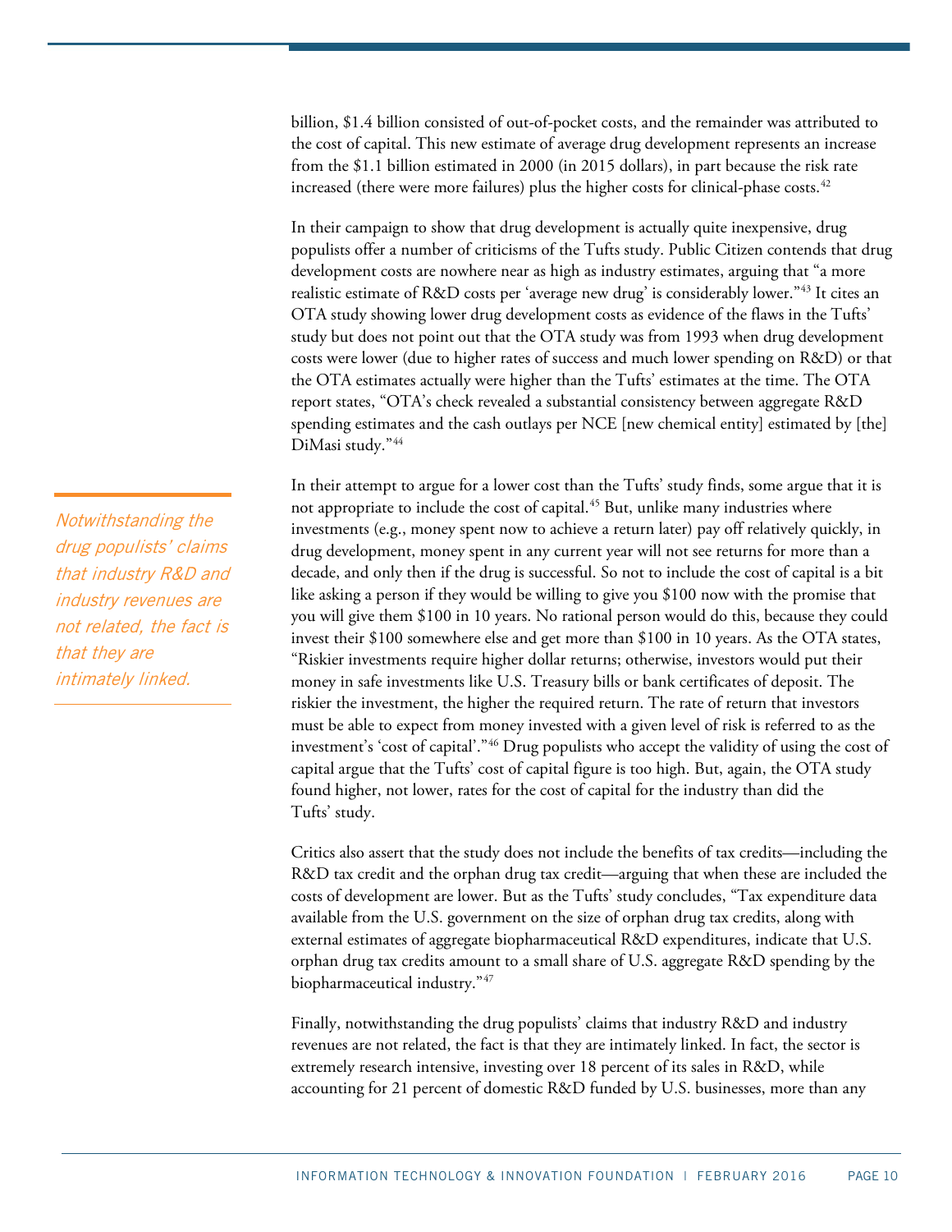billion, $1.4 billion consisted of out-of-pocket costs, and the remainder was attributed to the cost of capital. This new estimate of average drug development represents an increase from the $1.1 billion estimated in 2000 (in 2015 dollars), in part because the risk rate increased (there were more failures) plus the higher costs for clinical-phase costs.[42]

In their campaign to show that drug development is actually quite inexpensive, drug populists offer a number of criticisms of the Tufts study. Public Citizen contends that drug development costs are nowhere near as high as industry estimates, arguing that "a more realistic estimate of R&D costs per 'average new drug' is considerably lower."[43] It cites an OTA study showing lower drug development costs as evidence of the flaws in the Tufts' study but does not point out that the OTA study was from 1993 when drug development costs were lower (due to higher rates of success and much lower spending on R&D) or that the OTA estimates actually were higher than the Tufts' estimates at the time. The OTA report states, "OTA's check revealed a substantial consistency between aggregate R&D spending estimates and the cash outlays per NCE [new chemical entity] estimated by [the] DiMasi study."[44]

*Notwithstanding the drug populists' claims that industry R&D and industry revenues are not related, the fact is that they are intimately linked.*

In their attempt to argue for a lower cost than the Tufts' study finds, some argue that it is not appropriate to include the cost of capital.[45] But, unlike many industries where investments (e.g., money spent now to achieve a return later) pay off relatively quickly, in drug development, money spent in any current year will not see returns for more than a decade, and only then if the drug is successful. So not to include the cost of capital is a bit like asking a person if they would be willing to give you $100 now with the promise that you will give them $100 in 10 years. No rational person would do this, because they could invest their $100 somewhere else and get more than $100 in 10 years. As the OTA states, "Riskier investments require higher dollar returns; otherwise, investors would put their money in safe investments like U.S. Treasury bills or bank certificates of deposit. The riskier the investment, the higher the required return. The rate of return that investors must be able to expect from money invested with a given level of risk is referred to as the investment's 'cost of capital'."[46] Drug populists who accept the validity of using the cost of capital argue that the Tufts' cost of capital figure is too high. But, again, the OTA study found higher, not lower, rates for the cost of capital for the industry than did the Tufts' study.

Critics also assert that the study does not include the benefits of tax credits—including the R&D tax credit and the orphan drug tax credit—arguing that when these are included the costs of development are lower. But as the Tufts' study concludes, "Tax expenditure data available from the U.S. government on the size of orphan drug tax credits, along with external estimates of aggregate biopharmaceutical R&D expenditures, indicate that U.S. orphan drug tax credits amount to a small share of U.S. aggregate R&D spending by the biopharmaceutical industry."[47]

Finally, notwithstanding the drug populists' claims that industry R&D and industry revenues are not related, the fact is that they are intimately linked. In fact, the sector is extremely research intensive, investing over 18 percent of its sales in R&D, while accounting for 21 percent of domestic R&D funded by U.S. businesses, more than any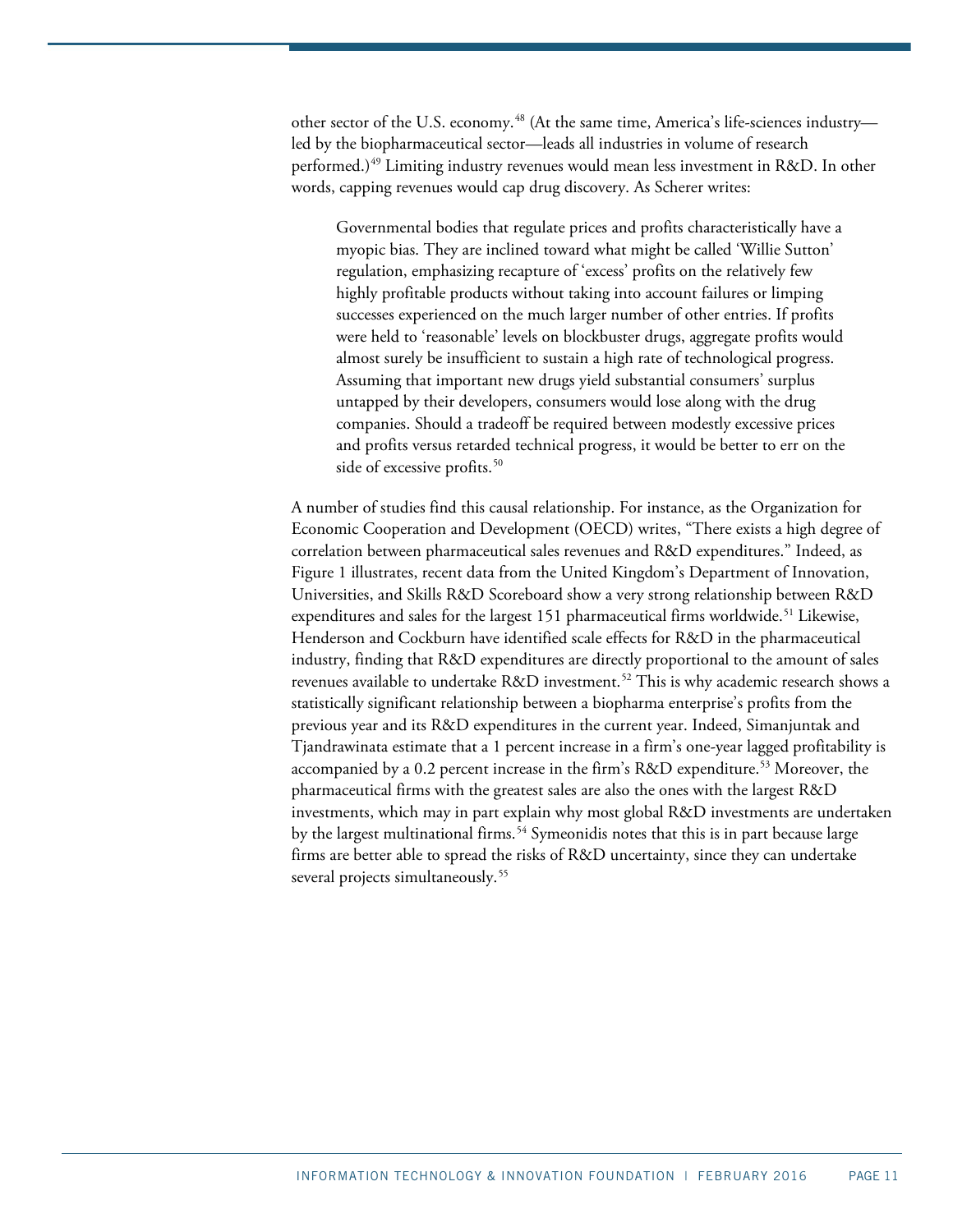other sector of the U.S. economy.[48] (At the same time, America's life-sciences industry—led by the biopharmaceutical sector—leads all industries in volume of research performed.)[49] Limiting industry revenues would mean less investment in R&D. In other words, capping revenues would cap drug discovery. As Scherer writes:

> Governmental bodies that regulate prices and profits characteristically have a myopic bias. They are inclined toward what might be called 'Willie Sutton' regulation, emphasizing recapture of 'excess' profits on the relatively few highly profitable products without taking into account failures or limping successes experienced on the much larger number of other entries. If profits were held to 'reasonable' levels on blockbuster drugs, aggregate profits would almost surely be insufficient to sustain a high rate of technological progress. Assuming that important new drugs yield substantial consumers' surplus untapped by their developers, consumers would lose along with the drug companies. Should a tradeoff be required between modestly excessive prices and profits versus retarded technical progress, it would be better to err on the side of excessive profits.[50]

A number of studies find this causal relationship. For instance, as the Organization for Economic Cooperation and Development (OECD) writes, "There exists a high degree of correlation between pharmaceutical sales revenues and R&D expenditures." Indeed, as Figure 1 illustrates, recent data from the United Kingdom's Department of Innovation, Universities, and Skills R&D Scoreboard show a very strong relationship between R&D expenditures and sales for the largest 151 pharmaceutical firms worldwide.[51] Likewise, Henderson and Cockburn have identified scale effects for R&D in the pharmaceutical industry, finding that R&D expenditures are directly proportional to the amount of sales revenues available to undertake R&D investment.[52] This is why academic research shows a statistically significant relationship between a biopharma enterprise's profits from the previous year and its R&D expenditures in the current year. Indeed, Simanjuntak and Tjandrawinata estimate that a 1 percent increase in a firm's one-year lagged profitability is accompanied by a 0.2 percent increase in the firm's R&D expenditure.[53] Moreover, the pharmaceutical firms with the greatest sales are also the ones with the largest R&D investments, which may in part explain why most global R&D investments are undertaken by the largest multinational firms.[54] Symeonidis notes that this is in part because large firms are better able to spread the risks of R&D uncertainty, since they can undertake several projects simultaneously.[55]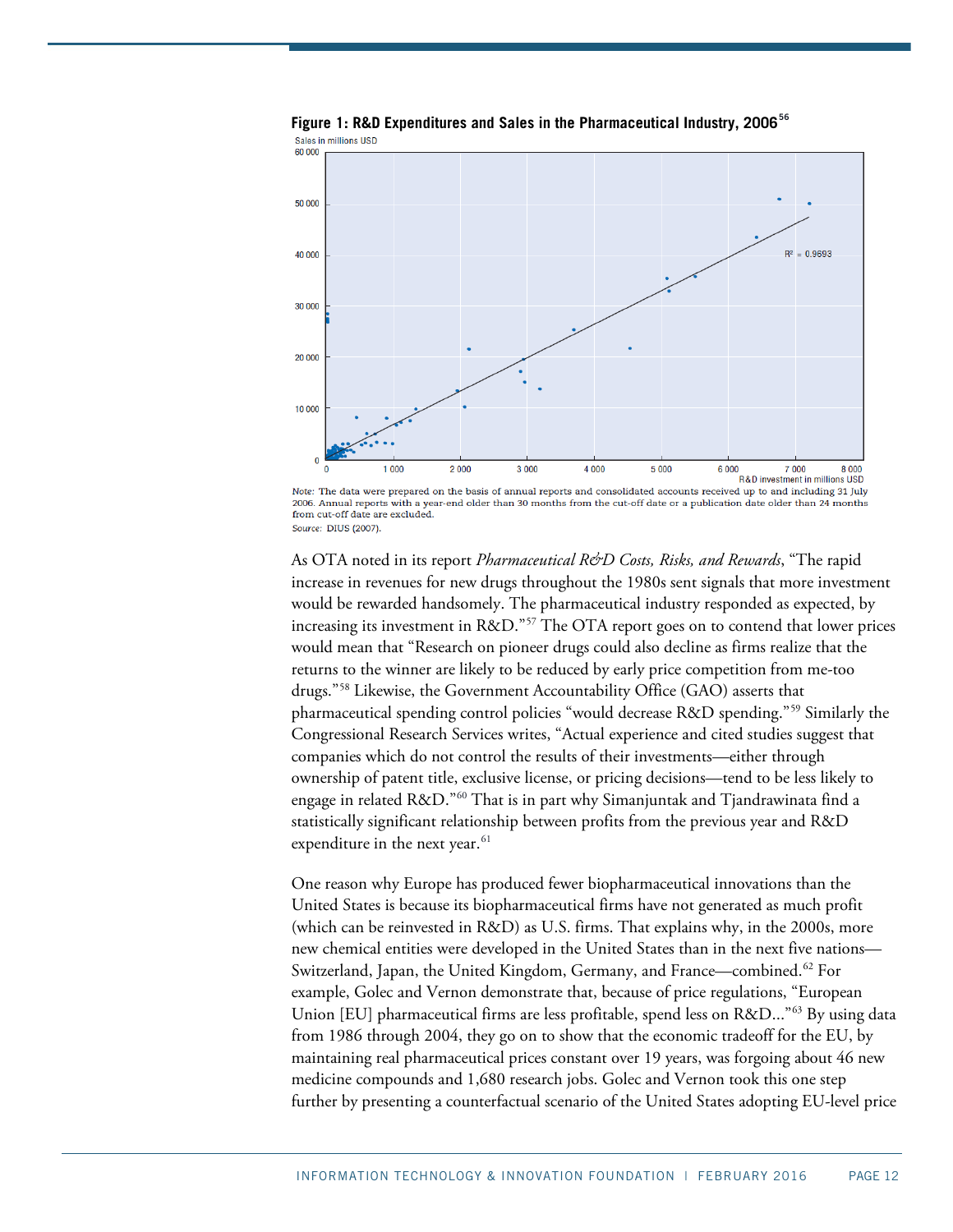**Figure 1: R&D Expenditures and Sales in the Pharmaceutical Industry, 2006**[56]

*Note:* The data were prepared on the basis of annual reports and consolidated accounts received up to and including 31 July 2006. Annual reports with a year-end older than 30 months from the cut-off date or a publication date older than 24 months from cut-off date are excluded.
*Source:* DIUS (2007).

As OTA noted in its report *Pharmaceutical R&D Costs, Risks, and Rewards*, "The rapid increase in revenues for new drugs throughout the 1980s sent signals that more investment would be rewarded handsomely. The pharmaceutical industry responded as expected, by increasing its investment in R&D."[57] The OTA report goes on to contend that lower prices would mean that "Research on pioneer drugs could also decline as firms realize that the returns to the winner are likely to be reduced by early price competition from me-too drugs."[58] Likewise, the Government Accountability Office (GAO) asserts that pharmaceutical spending control policies "would decrease R&D spending."[59] Similarly the Congressional Research Services writes, "Actual experience and cited studies suggest that companies which do not control the results of their investments—either through ownership of patent title, exclusive license, or pricing decisions—tend to be less likely to engage in related R&D."[60] That is in part why Simanjuntak and Tjandrawinata find a statistically significant relationship between profits from the previous year and R&D expenditure in the next year.[61]

One reason why Europe has produced fewer biopharmaceutical innovations than the United States is because its biopharmaceutical firms have not generated as much profit (which can be reinvested in R&D) as U.S. firms. That explains why, in the 2000s, more new chemical entities were developed in the United States than in the next five nations—Switzerland, Japan, the United Kingdom, Germany, and France—combined.[62] For example, Golec and Vernon demonstrate that, because of price regulations, "European Union [EU] pharmaceutical firms are less profitable, spend less on R&D…"[63] By using data from 1986 through 2004, they go on to show that the economic tradeoff for the EU, by maintaining real pharmaceutical prices constant over 19 years, was forgoing about 46 new medicine compounds and 1,680 research jobs. Golec and Vernon took this one step further by presenting a counterfactual scenario of the United States adopting EU-level price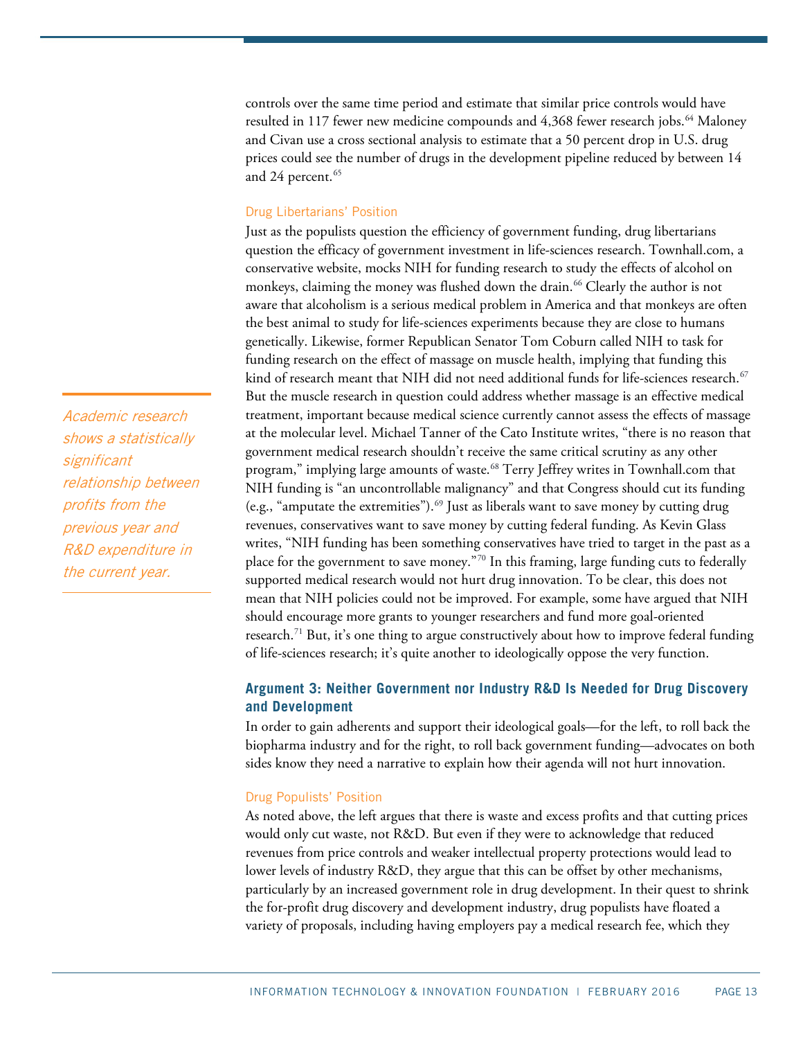controls over the same time period and estimate that similar price controls would have resulted in 117 fewer new medicine compounds and 4,368 fewer research jobs.[64] Maloney and Civan use a cross sectional analysis to estimate that a 50 percent drop in U.S. drug prices could see the number of drugs in the development pipeline reduced by between 14 and 24 percent.[65]

### Drug Libertarians' Position

Just as the populists question the efficiency of government funding, drug libertarians question the efficacy of government investment in life-sciences research. Townhall.com, a conservative website, mocks NIH for funding research to study the effects of alcohol on monkeys, claiming the money was flushed down the drain.[66] Clearly the author is not aware that alcoholism is a serious medical problem in America and that monkeys are often the best animal to study for life-sciences experiments because they are close to humans genetically. Likewise, former Republican Senator Tom Coburn called NIH to task for funding research on the effect of massage on muscle health, implying that funding this kind of research meant that NIH did not need additional funds for life-sciences research.[67] But the muscle research in question could address whether massage is an effective medical treatment, important because medical science currently cannot assess the effects of massage at the molecular level. Michael Tanner of the Cato Institute writes, "there is no reason that government medical research shouldn't receive the same critical scrutiny as any other program," implying large amounts of waste.[68] Terry Jeffrey writes in Townhall.com that NIH funding is "an uncontrollable malignancy" and that Congress should cut its funding (e.g., "amputate the extremities").[69] Just as liberals want to save money by cutting drug revenues, conservatives want to save money by cutting federal funding. As Kevin Glass writes, "NIH funding has been something conservatives have tried to target in the past as a place for the government to save money."[70] In this framing, large funding cuts to federally supported medical research would not hurt drug innovation. To be clear, this does not mean that NIH policies could not be improved. For example, some have argued that NIH should encourage more grants to younger researchers and fund more goal-oriented research.[71] But, it's one thing to argue constructively about how to improve federal funding of life-sciences research; it's quite another to ideologically oppose the very function.

*Academic research shows a statistically significant relationship between profits from the previous year and R&D expenditure in the current year.*

## Argument 3: Neither Government nor Industry R&D Is Needed for Drug Discovery and Development

In order to gain adherents and support their ideological goals—for the left, to roll back the biopharma industry and for the right, to roll back government funding—advocates on both sides know they need a narrative to explain how their agenda will not hurt innovation.

### Drug Populists' Position

As noted above, the left argues that there is waste and excess profits and that cutting prices would only cut waste, not R&D. But even if they were to acknowledge that reduced revenues from price controls and weaker intellectual property protections would lead to lower levels of industry R&D, they argue that this can be offset by other mechanisms, particularly by an increased government role in drug development. In their quest to shrink the for-profit drug discovery and development industry, drug populists have floated a variety of proposals, including having employers pay a medical research fee, which they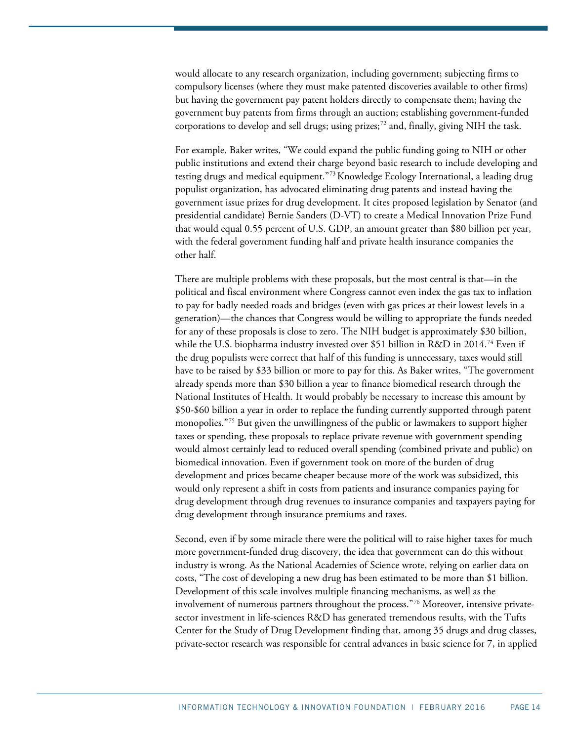would allocate to any research organization, including government; subjecting firms to compulsory licenses (where they must make patented discoveries available to other firms) but having the government pay patent holders directly to compensate them; having the government buy patents from firms through an auction; establishing government-funded corporations to develop and sell drugs; using prizes;[72] and, finally, giving NIH the task.

For example, Baker writes, "We could expand the public funding going to NIH or other public institutions and extend their charge beyond basic research to include developing and testing drugs and medical equipment."[73] Knowledge Ecology International, a leading drug populist organization, has advocated eliminating drug patents and instead having the government issue prizes for drug development. It cites proposed legislation by Senator (and presidential candidate) Bernie Sanders (D-VT) to create a Medical Innovation Prize Fund that would equal 0.55 percent of U.S. GDP, an amount greater than $80 billion per year, with the federal government funding half and private health insurance companies the other half.

There are multiple problems with these proposals, but the most central is that—in the political and fiscal environment where Congress cannot even index the gas tax to inflation to pay for badly needed roads and bridges (even with gas prices at their lowest levels in a generation)—the chances that Congress would be willing to appropriate the funds needed for any of these proposals is close to zero. The NIH budget is approximately $30 billion, while the U.S. biopharma industry invested over $51 billion in R&D in 2014.[74] Even if the drug populists were correct that half of this funding is unnecessary, taxes would still have to be raised by $33 billion or more to pay for this. As Baker writes, "The government already spends more than $30 billion a year to finance biomedical research through the National Institutes of Health. It would probably be necessary to increase this amount by $50-$60 billion a year in order to replace the funding currently supported through patent monopolies."[75] But given the unwillingness of the public or lawmakers to support higher taxes or spending, these proposals to replace private revenue with government spending would almost certainly lead to reduced overall spending (combined private and public) on biomedical innovation. Even if government took on more of the burden of drug development and prices became cheaper because more of the work was subsidized, this would only represent a shift in costs from patients and insurance companies paying for drug development through drug revenues to insurance companies and taxpayers paying for drug development through insurance premiums and taxes.

Second, even if by some miracle there were the political will to raise higher taxes for much more government-funded drug discovery, the idea that government can do this without industry is wrong. As the National Academies of Science wrote, relying on earlier data on costs, "The cost of developing a new drug has been estimated to be more than $1 billion. Development of this scale involves multiple financing mechanisms, as well as the involvement of numerous partners throughout the process."[76] Moreover, intensive private-sector investment in life-sciences R&D has generated tremendous results, with the Tufts Center for the Study of Drug Development finding that, among 35 drugs and drug classes, private-sector research was responsible for central advances in basic science for 7, in applied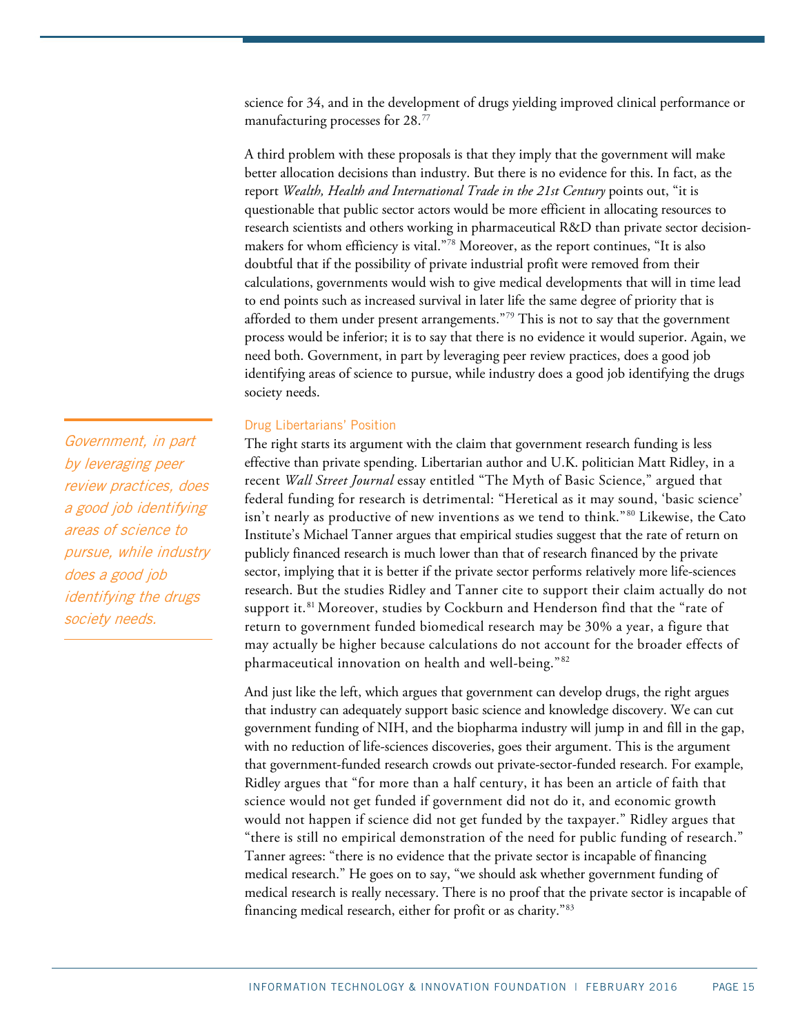science for 34, and in the development of drugs yielding improved clinical performance or manufacturing processes for 28.[77]

A third problem with these proposals is that they imply that the government will make better allocation decisions than industry. But there is no evidence for this. In fact, as the report *Wealth, Health and International Trade in the 21st Century* points out, "it is questionable that public sector actors would be more efficient in allocating resources to research scientists and others working in pharmaceutical R&D than private sector decision-makers for whom efficiency is vital."[78] Moreover, as the report continues, "It is also doubtful that if the possibility of private industrial profit were removed from their calculations, governments would wish to give medical developments that will in time lead to end points such as increased survival in later life the same degree of priority that is afforded to them under present arrangements."[79] This is not to say that the government process would be inferior; it is to say that there is no evidence it would superior. Again, we need both. Government, in part by leveraging peer review practices, does a good job identifying areas of science to pursue, while industry does a good job identifying the drugs society needs.

*Government, in part by leveraging peer review practices, does a good job identifying areas of science to pursue, while industry does a good job identifying the drugs society needs.*

### Drug Libertarians' Position

The right starts its argument with the claim that government research funding is less effective than private spending. Libertarian author and U.K. politician Matt Ridley, in a recent *Wall Street Journal* essay entitled "The Myth of Basic Science," argued that federal funding for research is detrimental: "Heretical as it may sound, 'basic science' isn't nearly as productive of new inventions as we tend to think."[80] Likewise, the Cato Institute's Michael Tanner argues that empirical studies suggest that the rate of return on publicly financed research is much lower than that of research financed by the private sector, implying that it is better if the private sector performs relatively more life-sciences research. But the studies Ridley and Tanner cite to support their claim actually do not support it.[81] Moreover, studies by Cockburn and Henderson find that the "rate of return to government funded biomedical research may be 30% a year, a figure that may actually be higher because calculations do not account for the broader effects of pharmaceutical innovation on health and well-being."[82]

And just like the left, which argues that government can develop drugs, the right argues that industry can adequately support basic science and knowledge discovery. We can cut government funding of NIH, and the biopharma industry will jump in and fill in the gap, with no reduction of life-sciences discoveries, goes their argument. This is the argument that government-funded research crowds out private-sector-funded research. For example, Ridley argues that "for more than a half century, it has been an article of faith that science would not get funded if government did not do it, and economic growth would not happen if science did not get funded by the taxpayer." Ridley argues that "there is still no empirical demonstration of the need for public funding of research." Tanner agrees: "there is no evidence that the private sector is incapable of financing medical research." He goes on to say, "we should ask whether government funding of medical research is really necessary. There is no proof that the private sector is incapable of financing medical research, either for profit or as charity."[83]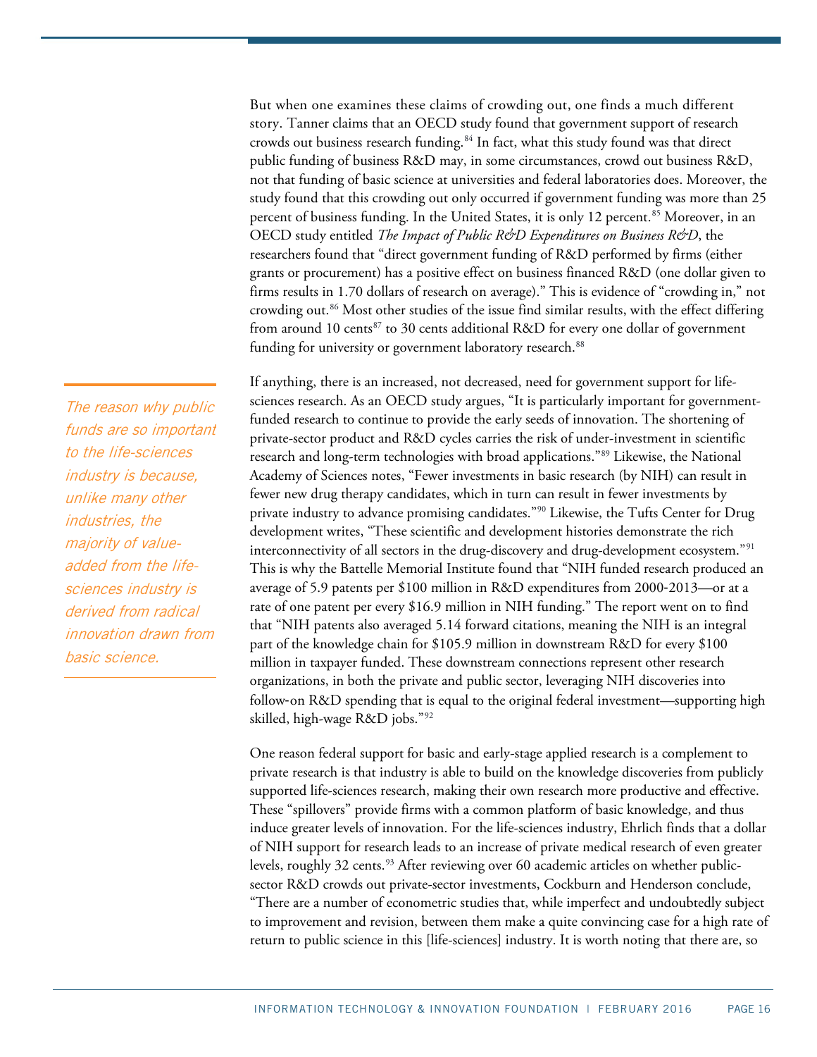But when one examines these claims of crowding out, one finds a much different story. Tanner claims that an OECD study found that government support of research crowds out business research funding.[84] In fact, what this study found was that direct public funding of business R&D may, in some circumstances, crowd out business R&D, not that funding of basic science at universities and federal laboratories does. Moreover, the study found that this crowding out only occurred if government funding was more than 25 percent of business funding. In the United States, it is only 12 percent.[85] Moreover, in an OECD study entitled *The Impact of Public R&D Expenditures on Business R&D*, the researchers found that "direct government funding of R&D performed by firms (either grants or procurement) has a positive effect on business financed R&D (one dollar given to firms results in 1.70 dollars of research on average)." This is evidence of "crowding in," not crowding out.[86] Most other studies of the issue find similar results, with the effect differing from around 10 cents[87] to 30 cents additional R&D for every one dollar of government funding for university or government laboratory research.[88]

> The reason why public funds are so important to the life-sciences industry is because, unlike many other industries, the majority of value-added from the life-sciences industry is derived from radical innovation drawn from basic science.

If anything, there is an increased, not decreased, need for government support for life-sciences research. As an OECD study argues, "It is particularly important for government-funded research to continue to provide the early seeds of innovation. The shortening of private-sector product and R&D cycles carries the risk of under-investment in scientific research and long-term technologies with broad applications."[89] Likewise, the National Academy of Sciences notes, "Fewer investments in basic research (by NIH) can result in fewer new drug therapy candidates, which in turn can result in fewer investments by private industry to advance promising candidates."[90] Likewise, the Tufts Center for Drug development writes, "These scientific and development histories demonstrate the rich interconnectivity of all sectors in the drug-discovery and drug-development ecosystem."[91] This is why the Battelle Memorial Institute found that "NIH funded research produced an average of 5.9 patents per $100 million in R&D expenditures from 2000-2013—or at a rate of one patent per every $16.9 million in NIH funding." The report went on to find that "NIH patents also averaged 5.14 forward citations, meaning the NIH is an integral part of the knowledge chain for $105.9 million in downstream R&D for every $100 million in taxpayer funded. These downstream connections represent other research organizations, in both the private and public sector, leveraging NIH discoveries into follow-on R&D spending that is equal to the original federal investment—supporting high skilled, high-wage R&D jobs."[92]

One reason federal support for basic and early-stage applied research is a complement to private research is that industry is able to build on the knowledge discoveries from publicly supported life-sciences research, making their own research more productive and effective. These "spillovers" provide firms with a common platform of basic knowledge, and thus induce greater levels of innovation. For the life-sciences industry, Ehrlich finds that a dollar of NIH support for research leads to an increase of private medical research of even greater levels, roughly 32 cents.[93] After reviewing over 60 academic articles on whether public-sector R&D crowds out private-sector investments, Cockburn and Henderson conclude, "There are a number of econometric studies that, while imperfect and undoubtedly subject to improvement and revision, between them make a quite convincing case for a high rate of return to public science in this [life-sciences] industry. It is worth noting that there are, so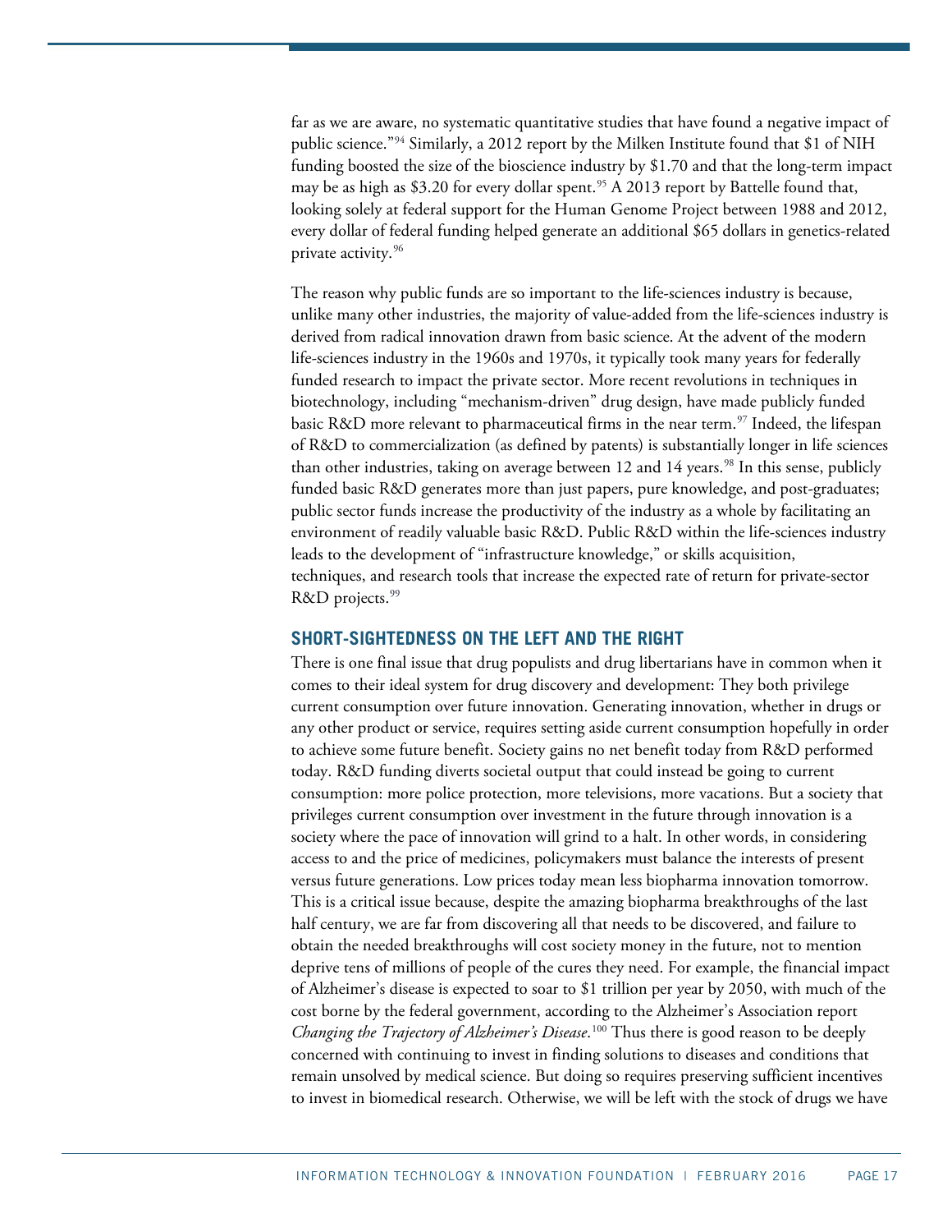far as we are aware, no systematic quantitative studies that have found a negative impact of public science."[94] Similarly, a 2012 report by the Milken Institute found that $1 of NIH funding boosted the size of the bioscience industry by $1.70 and that the long-term impact may be as high as $3.20 for every dollar spent.[95] A 2013 report by Battelle found that, looking solely at federal support for the Human Genome Project between 1988 and 2012, every dollar of federal funding helped generate an additional $65 dollars in genetics-related private activity.[96]

The reason why public funds are so important to the life-sciences industry is because, unlike many other industries, the majority of value-added from the life-sciences industry is derived from radical innovation drawn from basic science. At the advent of the modern life-sciences industry in the 1960s and 1970s, it typically took many years for federally funded research to impact the private sector. More recent revolutions in techniques in biotechnology, including "mechanism-driven" drug design, have made publicly funded basic R&D more relevant to pharmaceutical firms in the near term.[97] Indeed, the lifespan of R&D to commercialization (as defined by patents) is substantially longer in life sciences than other industries, taking on average between 12 and 14 years.[98] In this sense, publicly funded basic R&D generates more than just papers, pure knowledge, and post-graduates; public sector funds increase the productivity of the industry as a whole by facilitating an environment of readily valuable basic R&D. Public R&D within the life-sciences industry leads to the development of "infrastructure knowledge," or skills acquisition, techniques, and research tools that increase the expected rate of return for private-sector R&D projects.[99]

## SHORT-SIGHTEDNESS ON THE LEFT AND THE RIGHT

There is one final issue that drug populists and drug libertarians have in common when it comes to their ideal system for drug discovery and development: They both privilege current consumption over future innovation. Generating innovation, whether in drugs or any other product or service, requires setting aside current consumption hopefully in order to achieve some future benefit. Society gains no net benefit today from R&D performed today. R&D funding diverts societal output that could instead be going to current consumption: more police protection, more televisions, more vacations. But a society that privileges current consumption over investment in the future through innovation is a society where the pace of innovation will grind to a halt. In other words, in considering access to and the price of medicines, policymakers must balance the interests of present versus future generations. Low prices today mean less biopharma innovation tomorrow. This is a critical issue because, despite the amazing biopharma breakthroughs of the last half century, we are far from discovering all that needs to be discovered, and failure to obtain the needed breakthroughs will cost society money in the future, not to mention deprive tens of millions of people of the cures they need. For example, the financial impact of Alzheimer's disease is expected to soar to $1 trillion per year by 2050, with much of the cost borne by the federal government, according to the Alzheimer's Association report *Changing the Trajectory of Alzheimer's Disease*.[100] Thus there is good reason to be deeply concerned with continuing to invest in finding solutions to diseases and conditions that remain unsolved by medical science. But doing so requires preserving sufficient incentives to invest in biomedical research. Otherwise, we will be left with the stock of drugs we have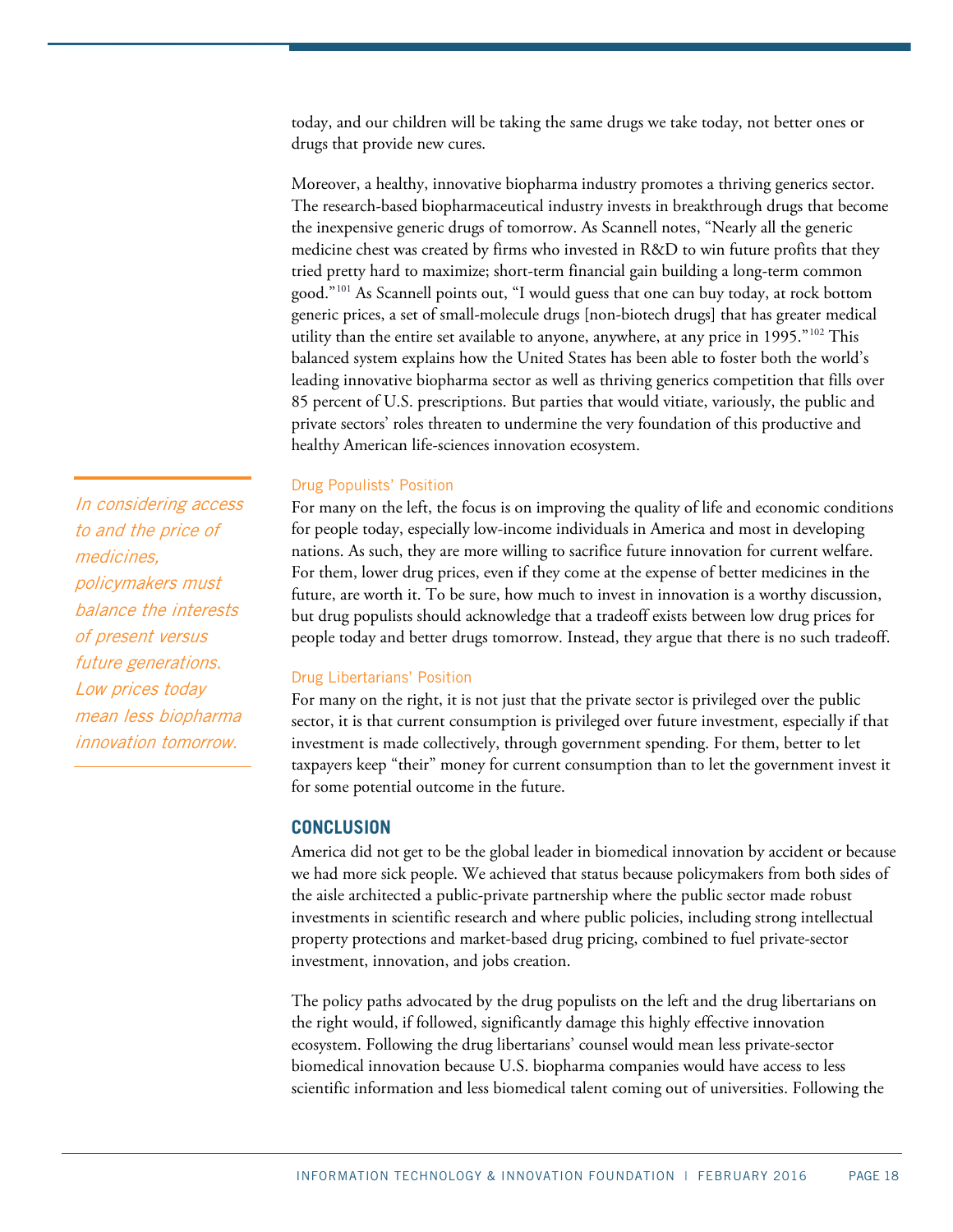today, and our children will be taking the same drugs we take today, not better ones or drugs that provide new cures.

Moreover, a healthy, innovative biopharma industry promotes a thriving generics sector. The research-based biopharmaceutical industry invests in breakthrough drugs that become the inexpensive generic drugs of tomorrow. As Scannell notes, "Nearly all the generic medicine chest was created by firms who invested in R&D to win future profits that they tried pretty hard to maximize; short-term financial gain building a long-term common good."[101] As Scannell points out, "I would guess that one can buy today, at rock bottom generic prices, a set of small-molecule drugs [non-biotech drugs] that has greater medical utility than the entire set available to anyone, anywhere, at any price in 1995."[102] This balanced system explains how the United States has been able to foster both the world's leading innovative biopharma sector as well as thriving generics competition that fills over 85 percent of U.S. prescriptions. But parties that would vitiate, variously, the public and private sectors' roles threaten to undermine the very foundation of this productive and healthy American life-sciences innovation ecosystem.

> *In considering access to and the price of medicines, policymakers must balance the interests of present versus future generations. Low prices today mean less biopharma innovation tomorrow.*

### Drug Populists' Position

For many on the left, the focus is on improving the quality of life and economic conditions for people today, especially low-income individuals in America and most in developing nations. As such, they are more willing to sacrifice future innovation for current welfare. For them, lower drug prices, even if they come at the expense of better medicines in the future, are worth it. To be sure, how much to invest in innovation is a worthy discussion, but drug populists should acknowledge that a tradeoff exists between low drug prices for people today and better drugs tomorrow. Instead, they argue that there is no such tradeoff.

### Drug Libertarians' Position

For many on the right, it is not just that the private sector is privileged over the public sector, it is that current consumption is privileged over future investment, especially if that investment is made collectively, through government spending. For them, better to let taxpayers keep "their" money for current consumption than to let the government invest it for some potential outcome in the future.

## CONCLUSION

America did not get to be the global leader in biomedical innovation by accident or because we had more sick people. We achieved that status because policymakers from both sides of the aisle architected a public-private partnership where the public sector made robust investments in scientific research and where public policies, including strong intellectual property protections and market-based drug pricing, combined to fuel private-sector investment, innovation, and jobs creation.

The policy paths advocated by the drug populists on the left and the drug libertarians on the right would, if followed, significantly damage this highly effective innovation ecosystem. Following the drug libertarians' counsel would mean less private-sector biomedical innovation because U.S. biopharma companies would have access to less scientific information and less biomedical talent coming out of universities. Following the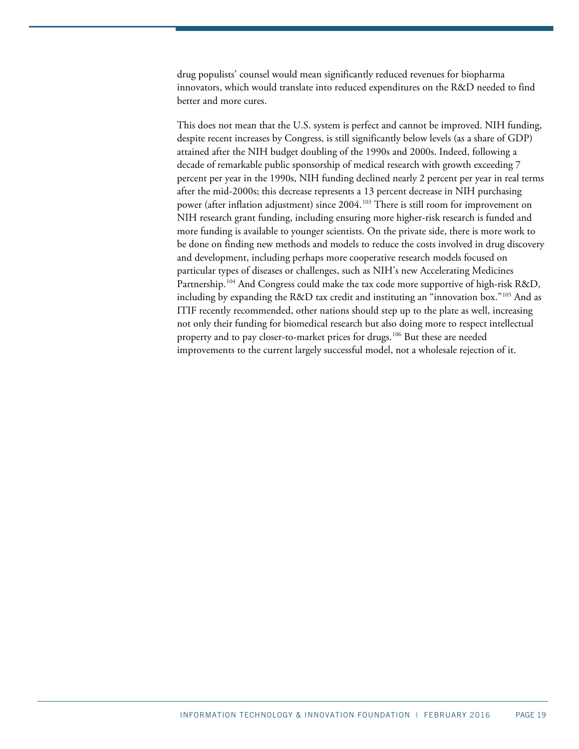drug populists' counsel would mean significantly reduced revenues for biopharma innovators, which would translate into reduced expenditures on the R&D needed to find better and more cures.

This does not mean that the U.S. system is perfect and cannot be improved. NIH funding, despite recent increases by Congress, is still significantly below levels (as a share of GDP) attained after the NIH budget doubling of the 1990s and 2000s. Indeed, following a decade of remarkable public sponsorship of medical research with growth exceeding 7 percent per year in the 1990s, NIH funding declined nearly 2 percent per year in real terms after the mid-2000s; this decrease represents a 13 percent decrease in NIH purchasing power (after inflation adjustment) since 2004.[103] There is still room for improvement on NIH research grant funding, including ensuring more higher-risk research is funded and more funding is available to younger scientists. On the private side, there is more work to be done on finding new methods and models to reduce the costs involved in drug discovery and development, including perhaps more cooperative research models focused on particular types of diseases or challenges, such as NIH's new Accelerating Medicines Partnership.[104] And Congress could make the tax code more supportive of high-risk R&D, including by expanding the R&D tax credit and instituting an "innovation box."[105] And as ITIF recently recommended, other nations should step up to the plate as well, increasing not only their funding for biomedical research but also doing more to respect intellectual property and to pay closer-to-market prices for drugs.[106] But these are needed improvements to the current largely successful model, not a wholesale rejection of it.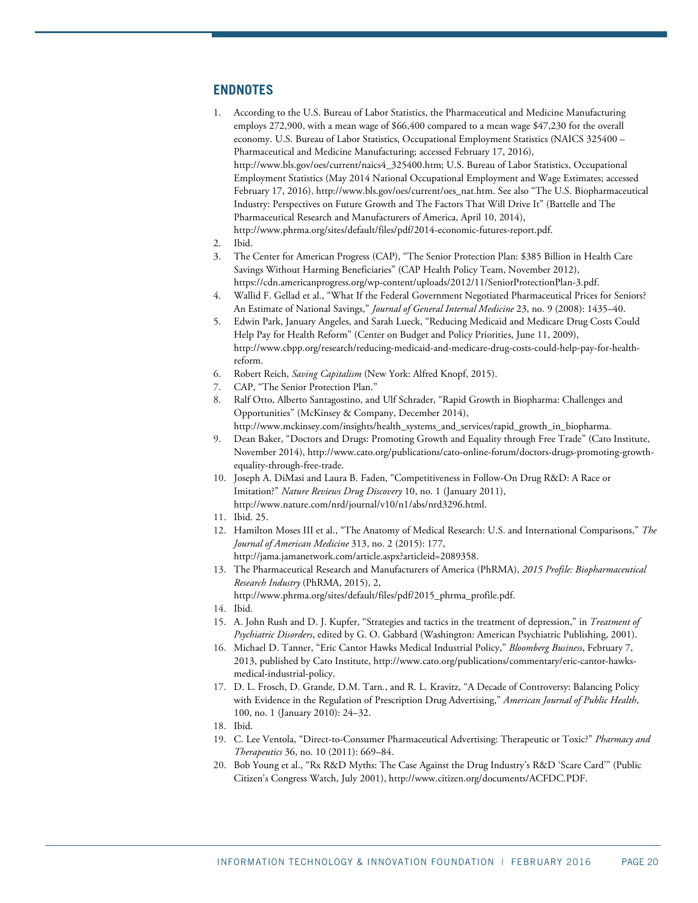## ENDNOTES

1. According to the U.S. Bureau of Labor Statistics, the Pharmaceutical and Medicine Manufacturing employs 272,900, with a mean wage of $66,400 compared to a mean wage $47,230 for the overall economy. U.S. Bureau of Labor Statistics, Occupational Employment Statistics (NAICS 325400 – Pharmaceutical and Medicine Manufacturing; accessed February 17, 2016), http://www.bls.gov/oes/current/naics4_325400.htm; U.S. Bureau of Labor Statistics, Occupational Employment Statistics (May 2014 National Occupational Employment and Wage Estimates; accessed February 17, 2016), http://www.bls.gov/oes/current/oes_nat.htm. See also "The U.S. Biopharmaceutical Industry: Perspectives on Future Growth and The Factors That Will Drive It" (Battelle and The Pharmaceutical Research and Manufacturers of America, April 10, 2014), http://www.phrma.org/sites/default/files/pdf/2014-economic-futures-report.pdf.
2. Ibid.
3. The Center for American Progress (CAP), "The Senior Protection Plan: $385 Billion in Health Care Savings Without Harming Beneficiaries" (CAP Health Policy Team, November 2012), https://cdn.americanprogress.org/wp-content/uploads/2012/11/SeniorProtectionPlan-3.pdf.
4. Wallid F. Gellad et al., "What If the Federal Government Negotiated Pharmaceutical Prices for Seniors? An Estimate of National Savings," *Journal of General Internal Medicine* 23, no. 9 (2008): 1435–40.
5. Edwin Park, January Angeles, and Sarah Lueck, "Reducing Medicaid and Medicare Drug Costs Could Help Pay for Health Reform" (Center on Budget and Policy Priorities, June 11, 2009), http://www.cbpp.org/research/reducing-medicaid-and-medicare-drug-costs-could-help-pay-for-health-reform.
6. Robert Reich, *Saving Capitalism* (New York: Alfred Knopf, 2015).
7. CAP, "The Senior Protection Plan."
8. Ralf Otto, Alberto Santagostino, and Ulf Schrader, "Rapid Growth in Biopharma: Challenges and Opportunities" (McKinsey & Company, December 2014), http://www.mckinsey.com/insights/health_systems_and_services/rapid_growth_in_biopharma.
9. Dean Baker, "Doctors and Drugs: Promoting Growth and Equality through Free Trade" (Cato Institute, November 2014), http://www.cato.org/publications/cato-online-forum/doctors-drugs-promoting-growth-equality-through-free-trade.
10. Joseph A. DiMasi and Laura B. Faden, "Competitiveness in Follow-On Drug R&D: A Race or Imitation?" *Nature Reviews Drug Discovery* 10, no. 1 (January 2011), http://www.nature.com/nrd/journal/v10/n1/abs/nrd3296.html.
11. Ibid. 25.
12. Hamilton Moses III et al., "The Anatomy of Medical Research: U.S. and International Comparisons," *The Journal of American Medicine* 313, no. 2 (2015): 177, http://jama.jamanetwork.com/article.aspx?articleid=2089358.
13. The Pharmaceutical Research and Manufacturers of America (PhRMA), *2015 Profile: Biopharmaceutical Research Industry* (PhRMA, 2015), 2, http://www.phrma.org/sites/default/files/pdf/2015_phrma_profile.pdf.
14. Ibid.
15. A. John Rush and D. J. Kupfer, "Strategies and tactics in the treatment of depression," in *Treatment of Psychiatric Disorders*, edited by G. O. Gabbard (Washington: American Psychiatric Publishing, 2001).
16. Michael D. Tanner, "Eric Cantor Hawks Medical Industrial Policy," *Bloomberg Business*, February 7, 2013, published by Cato Institute, http://www.cato.org/publications/commentary/eric-cantor-hawks-medical-industrial-policy.
17. D. L. Frosch, D. Grande, D.M. Tarn., and R. L. Kravitz, "A Decade of Controversy: Balancing Policy with Evidence in the Regulation of Prescription Drug Advertising," *American Journal of Public Health*, 100, no. 1 (January 2010): 24–32.
18. Ibid.
19. C. Lee Ventola, "Direct-to-Consumer Pharmaceutical Advertising: Therapeutic or Toxic?" *Pharmacy and Therapeutics* 36, no. 10 (2011): 669–84.
20. Bob Young et al., "Rx R&D Myths: The Case Against the Drug Industry's R&D 'Scare Card'" (Public Citizen's Congress Watch, July 2001), http://www.citizen.org/documents/ACFDC.PDF.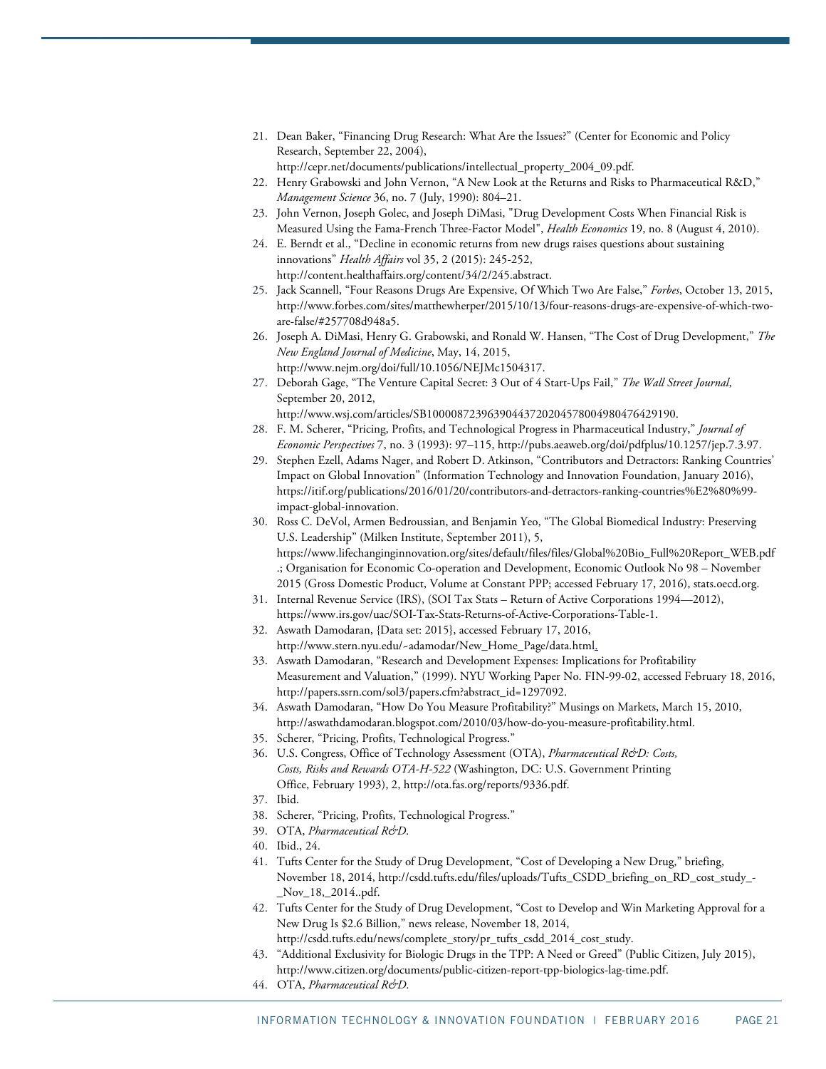21. Dean Baker, "Financing Drug Research: What Are the Issues?" (Center for Economic and Policy Research, September 22, 2004), http://cepr.net/documents/publications/intellectual_property_2004_09.pdf.
22. Henry Grabowski and John Vernon, "A New Look at the Returns and Risks to Pharmaceutical R&D," *Management Science* 36, no. 7 (July, 1990): 804–21.
23. John Vernon, Joseph Golec, and Joseph DiMasi, "Drug Development Costs When Financial Risk is Measured Using the Fama-French Three-Factor Model", *Health Economics* 19, no. 8 (August 4, 2010).
24. E. Berndt et al., "Decline in economic returns from new drugs raises questions about sustaining innovations" *Health Affairs* vol 35, 2 (2015): 245-252, http://content.healthaffairs.org/content/34/2/245.abstract.
25. Jack Scannell, "Four Reasons Drugs Are Expensive, Of Which Two Are False," *Forbes*, October 13, 2015, http://www.forbes.com/sites/matthewherper/2015/10/13/four-reasons-drugs-are-expensive-of-which-two-are-false/#257708d948a5.
26. Joseph A. DiMasi, Henry G. Grabowski, and Ronald W. Hansen, "The Cost of Drug Development," *The New England Journal of Medicine*, May, 14, 2015, http://www.nejm.org/doi/full/10.1056/NEJMc1504317.
27. Deborah Gage, "The Venture Capital Secret: 3 Out of 4 Start-Ups Fail," *The Wall Street Journal*, September 20, 2012, http://www.wsj.com/articles/SB10000872396390443720204578004980476429190.
28. F. M. Scherer, "Pricing, Profits, and Technological Progress in Pharmaceutical Industry," *Journal of Economic Perspectives* 7, no. 3 (1993): 97–115, http://pubs.aeaweb.org/doi/pdfplus/10.1257/jep.7.3.97.
29. Stephen Ezell, Adams Nager, and Robert D. Atkinson, "Contributors and Detractors: Ranking Countries' Impact on Global Innovation" (Information Technology and Innovation Foundation, January 2016), https://itif.org/publications/2016/01/20/contributors-and-detractors-ranking-countries%E2%80%99-impact-global-innovation.
30. Ross C. DeVol, Armen Bedroussian, and Benjamin Yeo, "The Global Biomedical Industry: Preserving U.S. Leadership" (Milken Institute, September 2011), 5, https://www.lifechanginginnovation.org/sites/default/files/files/Global%20Bio_Full%20Report_WEB.pdf.; Organisation for Economic Co-operation and Development, Economic Outlook No 98 – November 2015 (Gross Domestic Product, Volume at Constant PPP; accessed February 17, 2016), stats.oecd.org.
31. Internal Revenue Service (IRS), (SOI Tax Stats – Return of Active Corporations 1994—2012), https://www.irs.gov/uac/SOI-Tax-Stats-Returns-of-Active-Corporations-Table-1.
32. Aswath Damodaran, {Data set: 2015}, accessed February 17, 2016, http://www.stern.nyu.edu/~adamodar/New_Home_Page/data.html.
33. Aswath Damodaran, "Research and Development Expenses: Implications for Profitability Measurement and Valuation," (1999). NYU Working Paper No. FIN-99-02, accessed February 18, 2016, http://papers.ssrn.com/sol3/papers.cfm?abstract_id=1297092.
34. Aswath Damodaran, "How Do You Measure Profitability?" Musings on Markets, March 15, 2010, http://aswathdamodaran.blogspot.com/2010/03/how-do-you-measure-profitability.html.
35. Scherer, "Pricing, Profits, Technological Progress."
36. U.S. Congress, Office of Technology Assessment (OTA), *Pharmaceutical R&D: Costs, Costs, Risks and Rewards OTA-H-522* (Washington, DC: U.S. Government Printing Office, February 1993), 2, http://ota.fas.org/reports/9336.pdf.
37. Ibid.
38. Scherer, "Pricing, Profits, Technological Progress."
39. OTA, *Pharmaceutical R&D*.
40. Ibid., 24.
41. Tufts Center for the Study of Drug Development, "Cost of Developing a New Drug," briefing, November 18, 2014, http://csdd.tufts.edu/files/uploads/Tufts_CSDD_briefing_on_RD_cost_study_-_Nov_18,_2014..pdf.
42. Tufts Center for the Study of Drug Development, "Cost to Develop and Win Marketing Approval for a New Drug Is $2.6 Billion," news release, November 18, 2014, http://csdd.tufts.edu/news/complete_story/pr_tufts_csdd_2014_cost_study.
43. "Additional Exclusivity for Biologic Drugs in the TPP: A Need or Greed" (Public Citizen, July 2015), http://www.citizen.org/documents/public-citizen-report-tpp-biologics-lag-time.pdf.
44. OTA, *Pharmaceutical R&D*.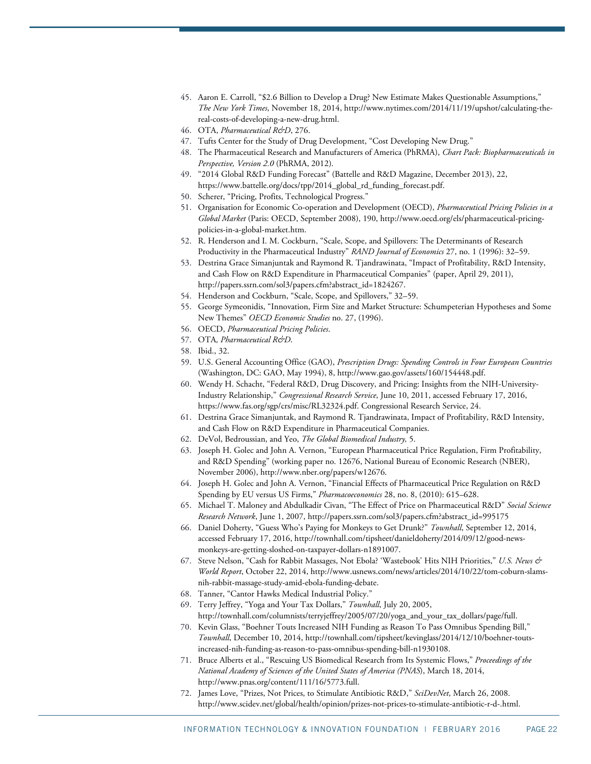45. Aaron E. Carroll, "$2.6 Billion to Develop a Drug? New Estimate Makes Questionable Assumptions," *The New York Times*, November 18, 2014, http://www.nytimes.com/2014/11/19/upshot/calculating-the-real-costs-of-developing-a-new-drug.html.
46. OTA, *Pharmaceutical R&D*, 276.
47. Tufts Center for the Study of Drug Development, "Cost Developing New Drug."
48. The Pharmaceutical Research and Manufacturers of America (PhRMA), *Chart Pack: Biopharmaceuticals in Perspective, Version 2.0* (PhRMA, 2012).
49. "2014 Global R&D Funding Forecast" (Battelle and R&D Magazine, December 2013), 22, https://www.battelle.org/docs/tpp/2014_global_rd_funding_forecast.pdf.
50. Scherer, "Pricing, Profits, Technological Progress."
51. Organisation for Economic Co-operation and Development (OECD), *Pharmaceutical Pricing Policies in a Global Market* (Paris: OECD, September 2008), 190, http://www.oecd.org/els/pharmaceutical-pricing-policies-in-a-global-market.htm.
52. R. Henderson and I. M. Cockburn, "Scale, Scope, and Spillovers: The Determinants of Research Productivity in the Pharmaceutical Industry" *RAND Journal of Economics* 27, no. 1 (1996): 32–59.
53. Destrina Grace Simanjuntak and Raymond R. Tjandrawinata, "Impact of Profitability, R&D Intensity, and Cash Flow on R&D Expenditure in Pharmaceutical Companies" (paper, April 29, 2011), http://papers.ssrn.com/sol3/papers.cfm?abstract_id=1824267.
54. Henderson and Cockburn, "Scale, Scope, and Spillovers," 32–59.
55. George Symeonidis, "Innovation, Firm Size and Market Structure: Schumpeterian Hypotheses and Some New Themes" *OECD Economic Studies* no. 27, (1996).
56. OECD, *Pharmaceutical Pricing Policies*.
57. OTA, *Pharmaceutical R&D*.
58. Ibid., 32.
59. U.S. General Accounting Office (GAO), *Prescription Drugs: Spending Controls in Four European Countries* (Washington, DC: GAO, May 1994), 8, http://www.gao.gov/assets/160/154448.pdf.
60. Wendy H. Schacht, "Federal R&D, Drug Discovery, and Pricing: Insights from the NIH-University-Industry Relationship," *Congressional Research Service*, June 10, 2011, accessed February 17, 2016, https://www.fas.org/sgp/crs/misc/RL32324.pdf. Congressional Research Service, 24.
61. Destrina Grace Simanjuntak, and Raymond R. Tjandrawinata, Impact of Profitability, R&D Intensity, and Cash Flow on R&D Expenditure in Pharmaceutical Companies.
62. DeVol, Bedroussian, and Yeo, *The Global Biomedical Industry,* 5.
63. Joseph H. Golec and John A. Vernon, "European Pharmaceutical Price Regulation, Firm Profitability, and R&D Spending" (working paper no. 12676, National Bureau of Economic Research (NBER), November 2006), http://www.nber.org/papers/w12676.
64. Joseph H. Golec and John A. Vernon, "Financial Effects of Pharmaceutical Price Regulation on R&D Spending by EU versus US Firms," *Pharmacoeconomics* 28, no. 8, (2010): 615–628.
65. Michael T. Maloney and Abdulkadir Civan, "The Effect of Price on Pharmaceutical R&D" *Social Science Research Network*, June 1, 2007, http://papers.ssrn.com/sol3/papers.cfm?abstract_id=995175
66. Daniel Doherty, "Guess Who's Paying for Monkeys to Get Drunk?" *Townhall*, September 12, 2014, accessed February 17, 2016, http://townhall.com/tipsheet/danieldoherty/2014/09/12/good-news-monkeys-are-getting-sloshed-on-taxpayer-dollars-n1891007.
67. Steve Nelson, "Cash for Rabbit Massages, Not Ebola? 'Wastebook' Hits NIH Priorities," *U.S. News & World Report*, October 22, 2014, http://www.usnews.com/news/articles/2014/10/22/tom-coburn-slams-nih-rabbit-massage-study-amid-ebola-funding-debate.
68. Tanner, "Cantor Hawks Medical Industrial Policy."
69. Terry Jeffrey, "Yoga and Your Tax Dollars," *Townhall*, July 20, 2005, http://townhall.com/columnists/terryjeffrey/2005/07/20/yoga_and_your_tax_dollars/page/full.
70. Kevin Glass, "Boehner Touts Increased NIH Funding as Reason To Pass Omnibus Spending Bill," *Townhall*, December 10, 2014, http://townhall.com/tipsheet/kevinglass/2014/12/10/boehner-touts-increased-nih-funding-as-reason-to-pass-omnibus-spending-bill-n1930108.
71. Bruce Alberts et al., "Rescuing US Biomedical Research from Its Systemic Flows," *Proceedings of the National Academy of Sciences of the United States of America (PNAS*), March 18, 2014, http://www.pnas.org/content/111/16/5773.full.
72. James Love, "Prizes, Not Prices, to Stimulate Antibiotic R&D," *SciDevNet*, March 26, 2008. http://www.scidev.net/global/health/opinion/prizes-not-prices-to-stimulate-antibiotic-r-d-.html.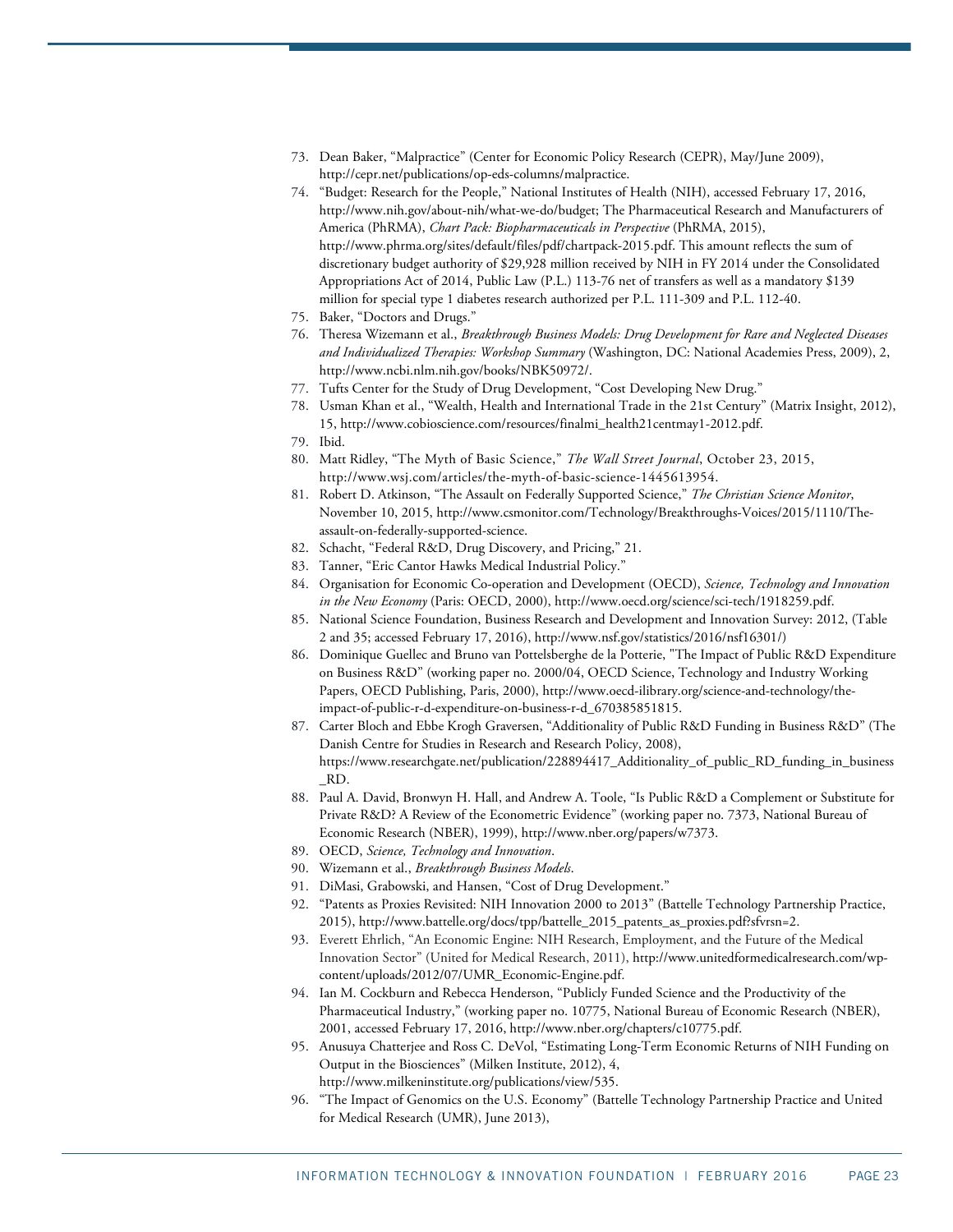73. Dean Baker, "Malpractice" (Center for Economic Policy Research (CEPR), May/June 2009), http://cepr.net/publications/op-eds-columns/malpractice.
74. "Budget: Research for the People," National Institutes of Health (NIH), accessed February 17, 2016, http://www.nih.gov/about-nih/what-we-do/budget; The Pharmaceutical Research and Manufacturers of America (PhRMA), *Chart Pack: Biopharmaceuticals in Perspective* (PhRMA, 2015), http://www.phrma.org/sites/default/files/pdf/chartpack-2015.pdf. This amount reflects the sum of discretionary budget authority of $29,928 million received by NIH in FY 2014 under the Consolidated Appropriations Act of 2014, Public Law (P.L.) 113-76 net of transfers as well as a mandatory $139 million for special type 1 diabetes research authorized per P.L. 111-309 and P.L. 112-40.
75. Baker, "Doctors and Drugs."
76. Theresa Wizemann et al., *Breakthrough Business Models: Drug Development for Rare and Neglected Diseases and Individualized Therapies: Workshop Summary* (Washington, DC: National Academies Press, 2009), 2, http://www.ncbi.nlm.nih.gov/books/NBK50972/.
77. Tufts Center for the Study of Drug Development, "Cost Developing New Drug."
78. Usman Khan et al., "Wealth, Health and International Trade in the 21st Century" (Matrix Insight, 2012), 15, http://www.cobioscience.com/resources/finalmi_health21centmay1-2012.pdf.
79. Ibid.
80. Matt Ridley, "The Myth of Basic Science," *The Wall Street Journal*, October 23, 2015, http://www.wsj.com/articles/the-myth-of-basic-science-1445613954.
81. Robert D. Atkinson, "The Assault on Federally Supported Science," *The Christian Science Monitor*, November 10, 2015, http://www.csmonitor.com/Technology/Breakthroughs-Voices/2015/1110/The-assault-on-federally-supported-science.
82. Schacht, "Federal R&D, Drug Discovery, and Pricing," 21.
83. Tanner, "Eric Cantor Hawks Medical Industrial Policy."
84. Organisation for Economic Co-operation and Development (OECD), *Science, Technology and Innovation in the New Economy* (Paris: OECD, 2000), http://www.oecd.org/science/sci-tech/1918259.pdf.
85. National Science Foundation, Business Research and Development and Innovation Survey: 2012, (Table 2 and 35; accessed February 17, 2016), http://www.nsf.gov/statistics/2016/nsf16301/)
86. Dominique Guellec and Bruno van Pottelsberghe de la Potterie, "The Impact of Public R&D Expenditure on Business R&D" (working paper no. 2000/04, OECD Science, Technology and Industry Working Papers, OECD Publishing, Paris, 2000), http://www.oecd-ilibrary.org/science-and-technology/the-impact-of-public-r-d-expenditure-on-business-r-d_670385851815.
87. Carter Bloch and Ebbe Krogh Graversen, "Additionality of Public R&D Funding in Business R&D" (The Danish Centre for Studies in Research and Research Policy, 2008), https://www.researchgate.net/publication/228894417_Additionality_of_public_RD_funding_in_business_RD.
88. Paul A. David, Bronwyn H. Hall, and Andrew A. Toole, "Is Public R&D a Complement or Substitute for Private R&D? A Review of the Econometric Evidence" (working paper no. 7373, National Bureau of Economic Research (NBER), 1999), http://www.nber.org/papers/w7373.
89. OECD, *Science, Technology and Innovation*.
90. Wizemann et al., *Breakthrough Business Models*.
91. DiMasi, Grabowski, and Hansen, "Cost of Drug Development."
92. "Patents as Proxies Revisited: NIH Innovation 2000 to 2013" (Battelle Technology Partnership Practice, 2015), http://www.battelle.org/docs/tpp/battelle_2015_patents_as_proxies.pdf?sfvrsn=2.
93. Everett Ehrlich, "An Economic Engine: NIH Research, Employment, and the Future of the Medical Innovation Sector" (United for Medical Research, 2011), http://www.unitedformedicalresearch.com/wp-content/uploads/2012/07/UMR_Economic-Engine.pdf.
94. Ian M. Cockburn and Rebecca Henderson, "Publicly Funded Science and the Productivity of the Pharmaceutical Industry," (working paper no. 10775, National Bureau of Economic Research (NBER), 2001, accessed February 17, 2016, http://www.nber.org/chapters/c10775.pdf.
95. Anusuya Chatterjee and Ross C. DeVol, "Estimating Long-Term Economic Returns of NIH Funding on Output in the Biosciences" (Milken Institute, 2012), 4, http://www.milkeninstitute.org/publications/view/535.
96. "The Impact of Genomics on the U.S. Economy" (Battelle Technology Partnership Practice and United for Medical Research (UMR), June 2013),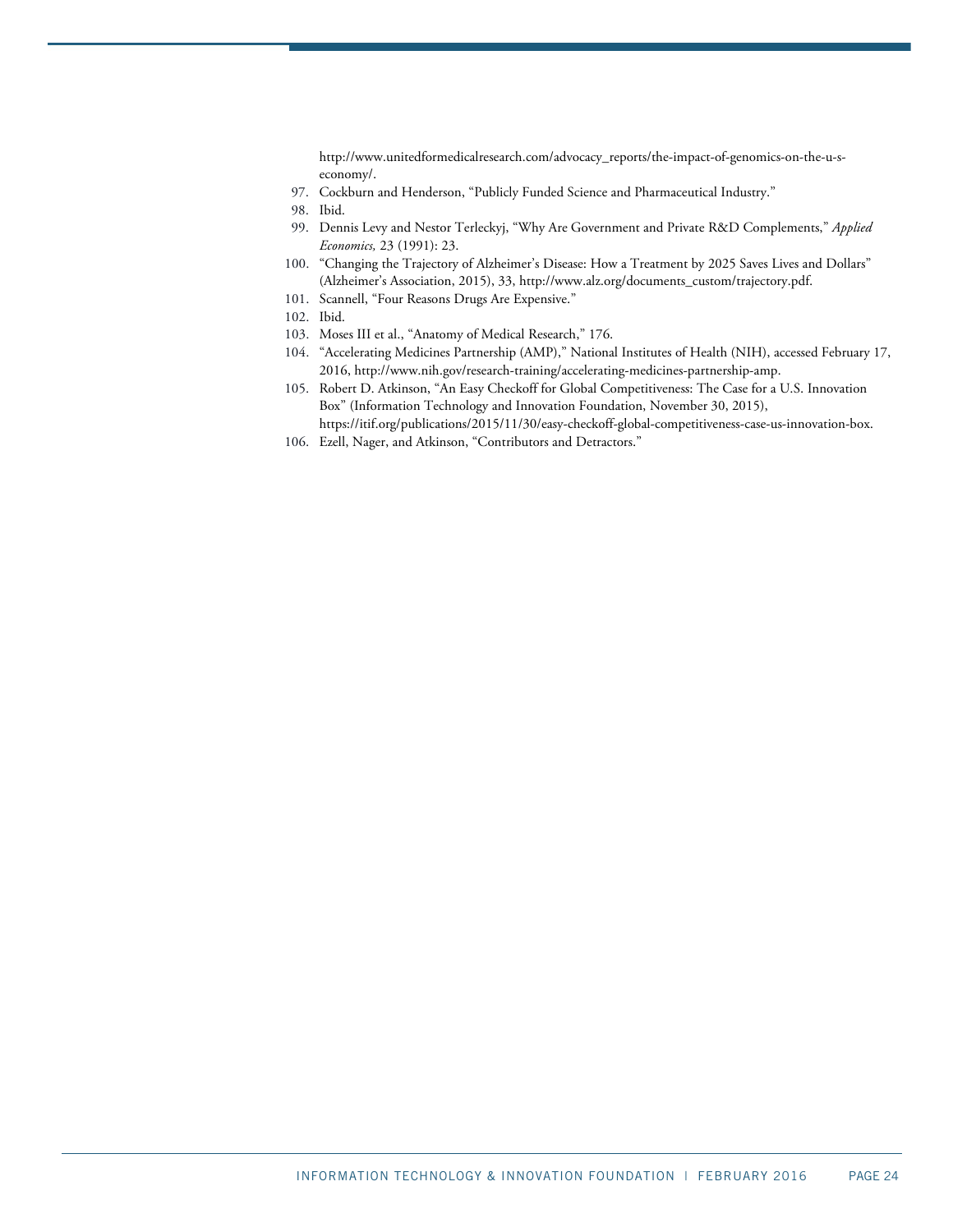http://www.unitedformedicalresearch.com/advocacy_reports/the-impact-of-genomics-on-the-u-s-economy/.

97. Cockburn and Henderson, "Publicly Funded Science and Pharmaceutical Industry."
98. Ibid.
99. Dennis Levy and Nestor Terleckyj, "Why Are Government and Private R&D Complements," *Applied Economics,* 23 (1991): 23.
100. "Changing the Trajectory of Alzheimer's Disease: How a Treatment by 2025 Saves Lives and Dollars" (Alzheimer's Association, 2015), 33, http://www.alz.org/documents_custom/trajectory.pdf.
101. Scannell, "Four Reasons Drugs Are Expensive."
102. Ibid.
103. Moses III et al., "Anatomy of Medical Research," 176.
104. "Accelerating Medicines Partnership (AMP)," National Institutes of Health (NIH), accessed February 17, 2016, http://www.nih.gov/research-training/accelerating-medicines-partnership-amp.
105. Robert D. Atkinson, "An Easy Checkoff for Global Competitiveness: The Case for a U.S. Innovation Box" (Information Technology and Innovation Foundation, November 30, 2015), https://itif.org/publications/2015/11/30/easy-checkoff-global-competitiveness-case-us-innovation-box.
106. Ezell, Nager, and Atkinson, "Contributors and Detractors."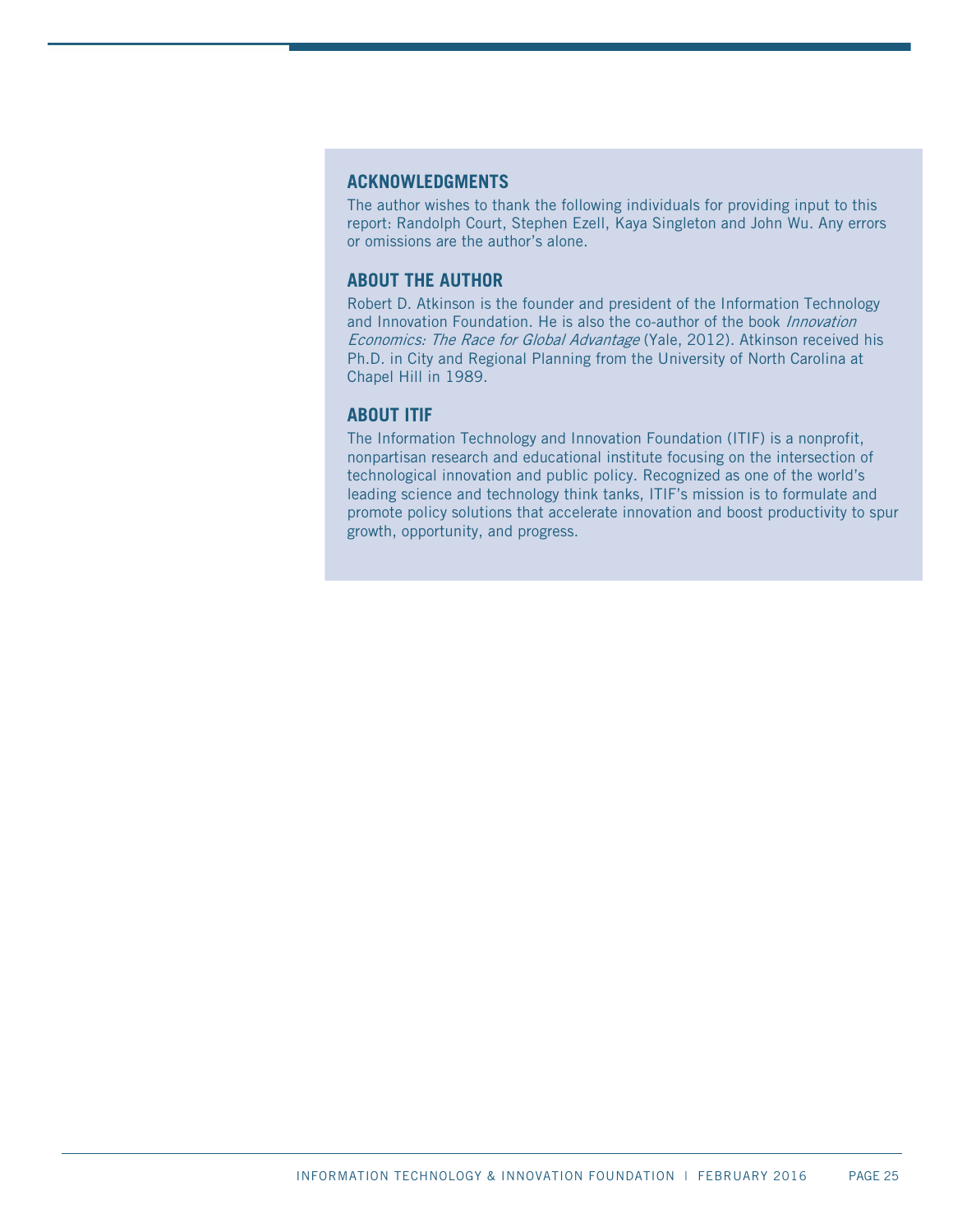## ACKNOWLEDGMENTS

The author wishes to thank the following individuals for providing input to this report: Randolph Court, Stephen Ezell, Kaya Singleton and John Wu. Any errors or omissions are the author's alone.

## ABOUT THE AUTHOR

Robert D. Atkinson is the founder and president of the Information Technology and Innovation Foundation. He is also the co-author of the book *Innovation Economics: The Race for Global Advantage* (Yale, 2012). Atkinson received his Ph.D. in City and Regional Planning from the University of North Carolina at Chapel Hill in 1989.

## ABOUT ITIF

The Information Technology and Innovation Foundation (ITIF) is a nonprofit, nonpartisan research and educational institute focusing on the intersection of technological innovation and public policy. Recognized as one of the world's leading science and technology think tanks, ITIF's mission is to formulate and promote policy solutions that accelerate innovation and boost productivity to spur growth, opportunity, and progress.